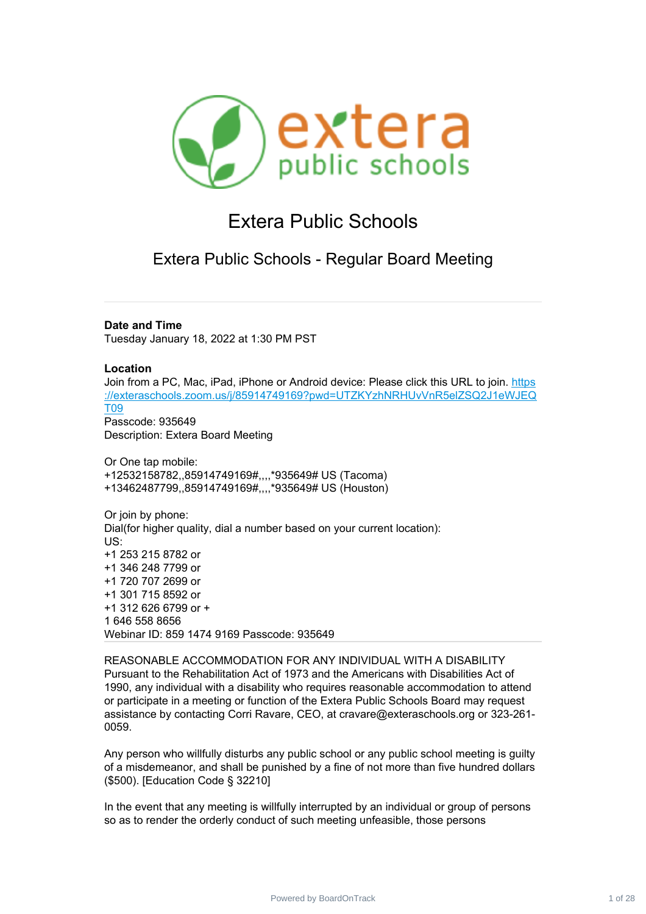# Extera Public Schools

## Extera Public Schools - Regular Board Meeting

---

**Date and Time**
Tuesday January 18, 2022 at 1:30 PM PST

**Location**
Join from a PC, Mac, iPad, iPhone or Android device: Please click this URL to join. https://exteraschools.zoom.us/j/85914749169?pwd=UTZKYzhNRHUvVnR5elZSQ2J1eWJEQT09
Passcode: 935649
Description: Extera Board Meeting

Or One tap mobile:
+12532158782,,85914749169#,,,,*935649# US (Tacoma)
+13462487799,,85914749169#,,,,*935649# US (Houston)

Or join by phone:
Dial(for higher quality, dial a number based on your current location):
US:
+1 253 215 8782 or
+1 346 248 7799 or
+1 720 707 2699 or
+1 301 715 8592 or
+1 312 626 6799 or +
1 646 558 8656
Webinar ID: 859 1474 9169 Passcode: 935649

---

REASONABLE ACCOMMODATION FOR ANY INDIVIDUAL WITH A DISABILITY
Pursuant to the Rehabilitation Act of 1973 and the Americans with Disabilities Act of 1990, any individual with a disability who requires reasonable accommodation to attend or participate in a meeting or function of the Extera Public Schools Board may request assistance by contacting Corri Ravare, CEO, at cravare@exteraschools.org or 323-261-0059.

Any person who willfully disturbs any public school or any public school meeting is guilty of a misdemeanor, and shall be punished by a fine of not more than five hundred dollars ($500). [Education Code § 32210]

In the event that any meeting is willfully interrupted by an individual or group of persons so as to render the orderly conduct of such meeting unfeasible, those persons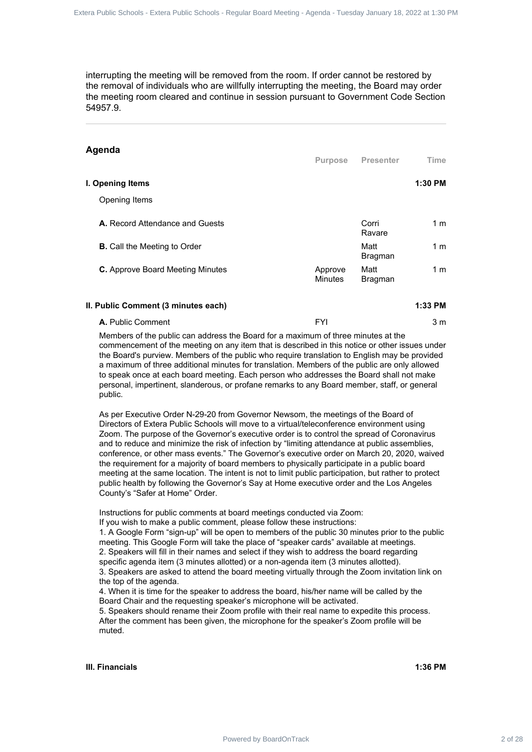interrupting the meeting will be removed from the room. If order cannot be restored by the removal of individuals who are willfully interrupting the meeting, the Board may order the meeting room cleared and continue in session pursuant to Government Code Section 54957.9.

---

## Agenda

| | Purpose | Presenter | Time |
|---|---|---|---|
| **I. Opening Items** | | | **1:30 PM** |
| Opening Items | | | |
| **A.** Record Attendance and Guests | | Corri Ravare | 1 m |
| **B.** Call the Meeting to Order | | Matt Bragman | 1 m |
| **C.** Approve Board Meeting Minutes | Approve Minutes | Matt Bragman | 1 m |
| **II. Public Comment (3 minutes each)** | | | **1:33 PM** |
| **A.** Public Comment | FYI | | 3 m |

Members of the public can address the Board for a maximum of three minutes at the commencement of the meeting on any item that is described in this notice or other issues under the Board's purview. Members of the public who require translation to English may be provided a maximum of three additional minutes for translation. Members of the public are only allowed to speak once at each board meeting. Each person who addresses the Board shall not make personal, impertinent, slanderous, or profane remarks to any Board member, staff, or general public.

As per Executive Order N-29-20 from Governor Newsom, the meetings of the Board of Directors of Extera Public Schools will move to a virtual/teleconference environment using Zoom. The purpose of the Governor's executive order is to control the spread of Coronavirus and to reduce and minimize the risk of infection by "limiting attendance at public assemblies, conference, or other mass events." The Governor's executive order on March 20, 2020, waived the requirement for a majority of board members to physically participate in a public board meeting at the same location. The intent is not to limit public participation, but rather to protect public health by following the Governor's Say at Home executive order and the Los Angeles County's "Safer at Home" Order.

Instructions for public comments at board meetings conducted via Zoom:
If you wish to make a public comment, please follow these instructions:
1. A Google Form "sign-up" will be open to members of the public 30 minutes prior to the public meeting. This Google Form will take the place of "speaker cards" available at meetings.
2. Speakers will fill in their names and select if they wish to address the board regarding specific agenda item (3 minutes allotted) or a non-agenda item (3 minutes allotted).
3. Speakers are asked to attend the board meeting virtually through the Zoom invitation link on the top of the agenda.
4. When it is time for the speaker to address the board, his/her name will be called by the Board Chair and the requesting speaker's microphone will be activated.
5. Speakers should rename their Zoom profile with their real name to expedite this process. After the comment has been given, the microphone for the speaker's Zoom profile will be muted.

| | | | |
|---|---|---|---|
| **III. Financials** | | | **1:36 PM** |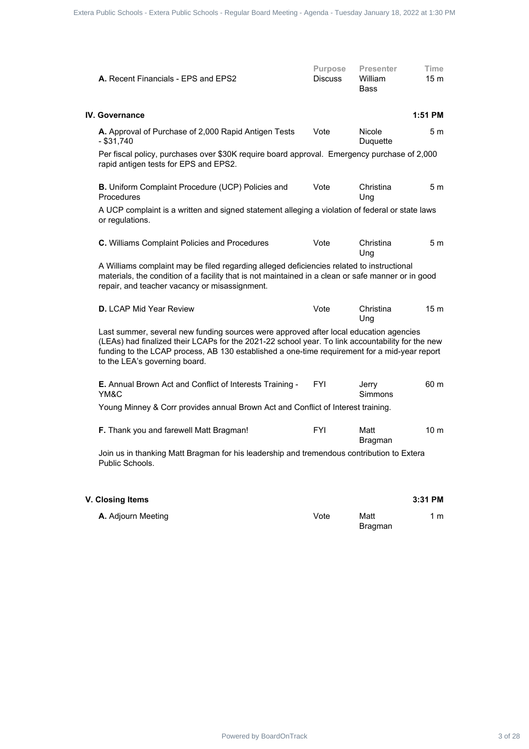| | Purpose | Presenter | Time |
|---|---|---|---|
| **A.** Recent Financials - EPS and EPS2 | Discuss | William Bass | 15 m |

## IV. Governance — 1:51 PM

| | Purpose | Presenter | Time |
|---|---|---|---|
| **A.** Approval of Purchase of 2,000 Rapid Antigen Tests - $31,740 | Vote | Nicole Duquette | 5 m |

Per fiscal policy, purchases over $30K require board approval. Emergency purchase of 2,000 rapid antigen tests for EPS and EPS2.

| | Purpose | Presenter | Time |
|---|---|---|---|
| **B.** Uniform Complaint Procedure (UCP) Policies and Procedures | Vote | Christina Ung | 5 m |

A UCP complaint is a written and signed statement alleging a violation of federal or state laws or regulations.

| | Purpose | Presenter | Time |
|---|---|---|---|
| **C.** Williams Complaint Policies and Procedures | Vote | Christina Ung | 5 m |

A Williams complaint may be filed regarding alleged deficiencies related to instructional materials, the condition of a facility that is not maintained in a clean or safe manner or in good repair, and teacher vacancy or misassignment.

| | Purpose | Presenter | Time |
|---|---|---|---|
| **D.** LCAP Mid Year Review | Vote | Christina Ung | 15 m |

Last summer, several new funding sources were approved after local education agencies (LEAs) had finalized their LCAPs for the 2021-22 school year. To link accountability for the new funding to the LCAP process, AB 130 established a one-time requirement for a mid-year report to the LEA's governing board.

| | Purpose | Presenter | Time |
|---|---|---|---|
| **E.** Annual Brown Act and Conflict of Interests Training - YM&C | FYI | Jerry Simmons | 60 m |

Young Minney & Corr provides annual Brown Act and Conflict of Interest training.

| | Purpose | Presenter | Time |
|---|---|---|---|
| **F.** Thank you and farewell Matt Bragman! | FYI | Matt Bragman | 10 m |

Join us in thanking Matt Bragman for his leadership and tremendous contribution to Extera Public Schools.

## V. Closing Items — 3:31 PM

| | Purpose | Presenter | Time |
|---|---|---|---|
| **A.** Adjourn Meeting | Vote | Matt Bragman | 1 m |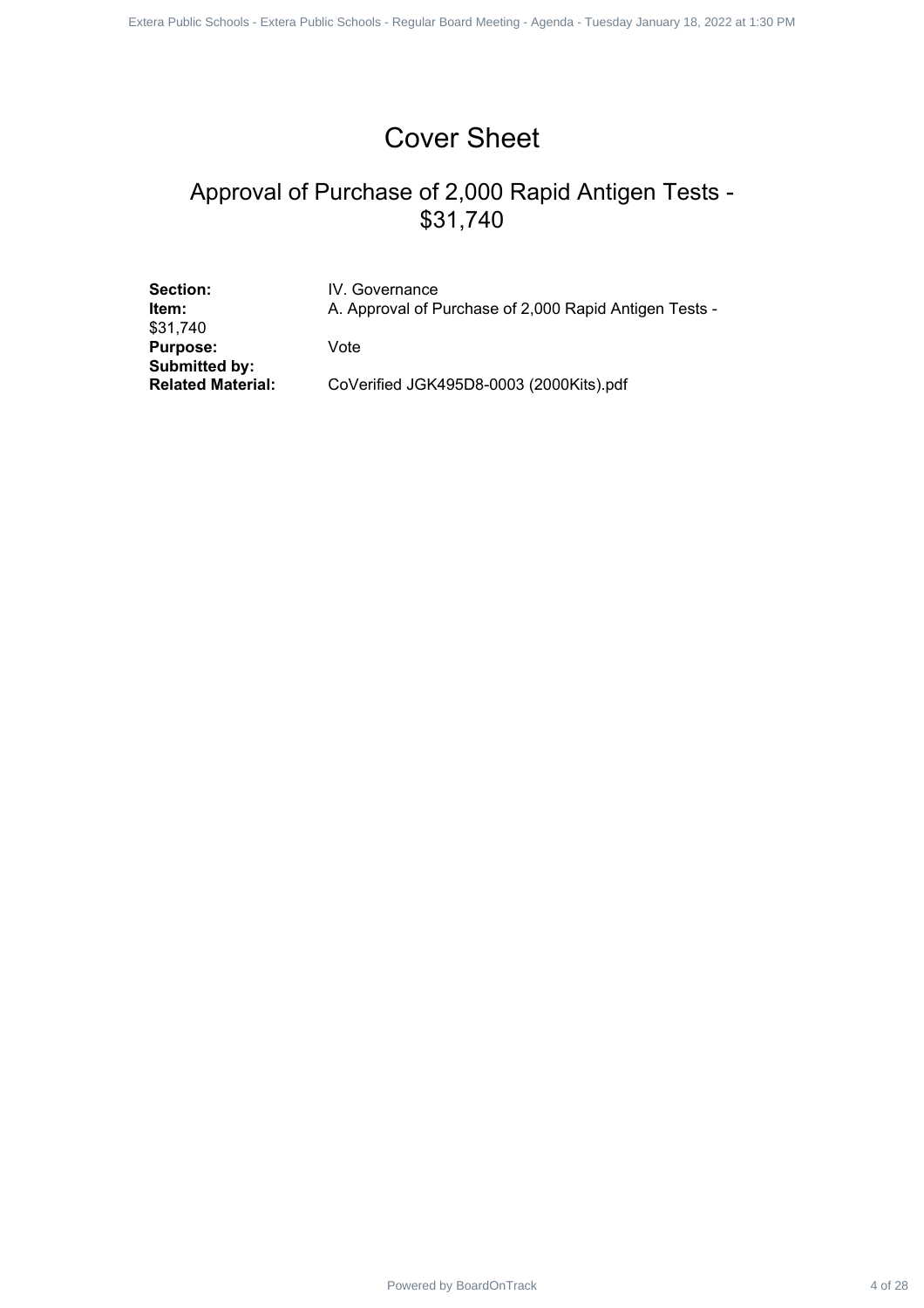# Cover Sheet

## Approval of Purchase of 2,000 Rapid Antigen Tests - $31,740

**Section:** IV. Governance
**Item:** A. Approval of Purchase of 2,000 Rapid Antigen Tests - $31,740
**Purpose:** Vote
**Submitted by:**
**Related Material:** CoVerified JGK495D8-0003 (2000Kits).pdf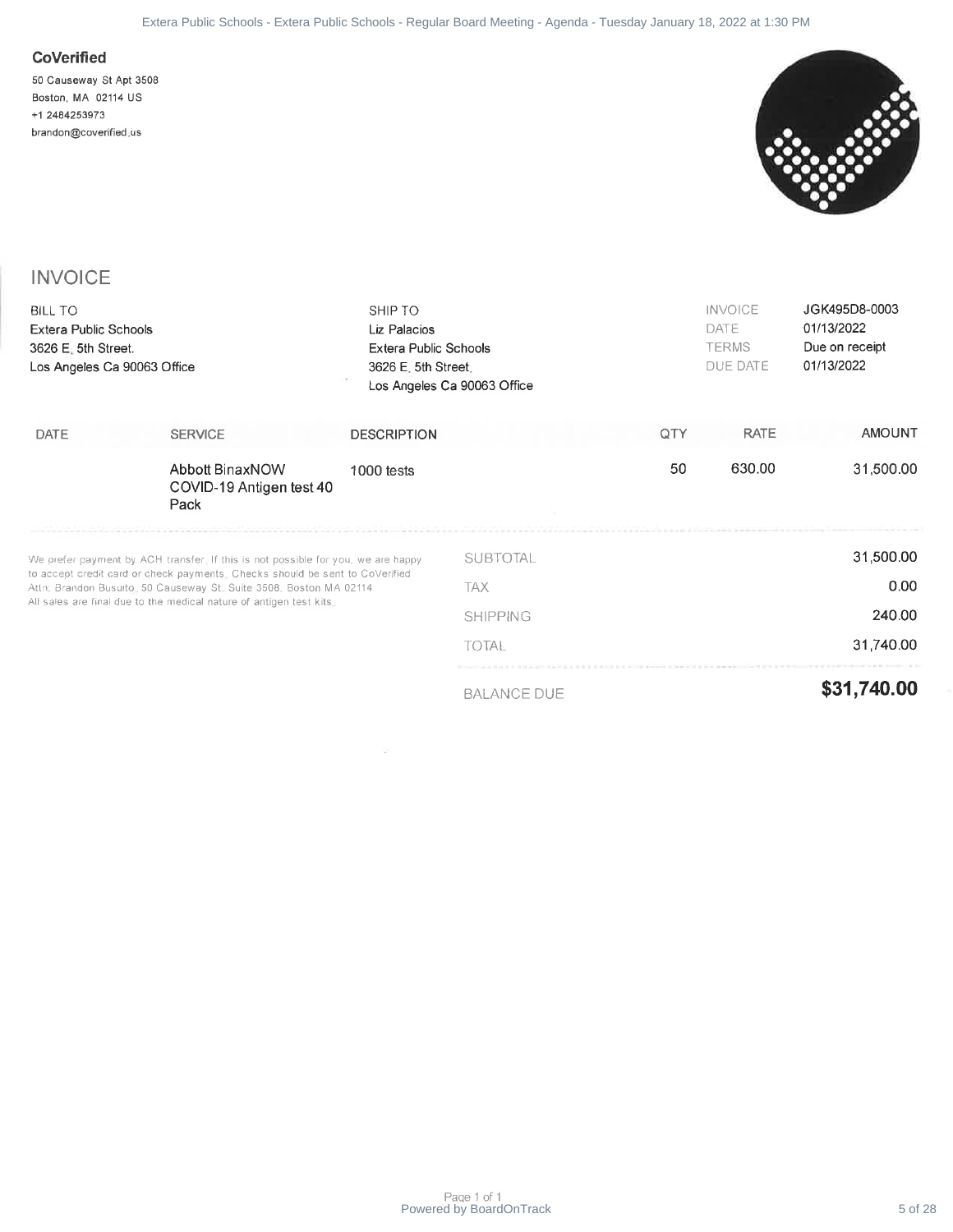**CoVerified**

50 Causeway St Apt 3508
Boston, MA 02114 US
+1 2484253973
brandon@coverified.us

# INVOICE

**BILL TO**
Extera Public Schools
3626 E. 5th Street.
Los Angeles Ca 90063 Office

**SHIP TO**
Liz Palacios
Extera Public Schools
3626 E. 5th Street.
Los Angeles Ca 90063 Office

| | |
|---|---|
| INVOICE | JGK495D8-0003 |
| DATE | 01/13/2022 |
| TERMS | Due on receipt |
| DUE DATE | 01/13/2022 |

| DATE | SERVICE | DESCRIPTION | QTY | RATE | AMOUNT |
|---|---|---|---|---|---|
| | Abbott BinaxNOW COVID-19 Antigen test 40 Pack | 1000 tests | 50 | 630.00 | 31,500.00 |

We prefer payment by ACH transfer. If this is not possible for you, we are happy to accept credit card or check payments. Checks should be sent to CoVerified Attn: Brandon Busurto, 50 Causeway St. Suite 3508, Boston MA 02114
All sales are final due to the medical nature of antigen test kits.

| | |
|---|---|
| SUBTOTAL | 31,500.00 |
| TAX | 0.00 |
| SHIPPING | 240.00 |
| TOTAL | 31,740.00 |
| BALANCE DUE | **$31,740.00** |

Page 1 of 1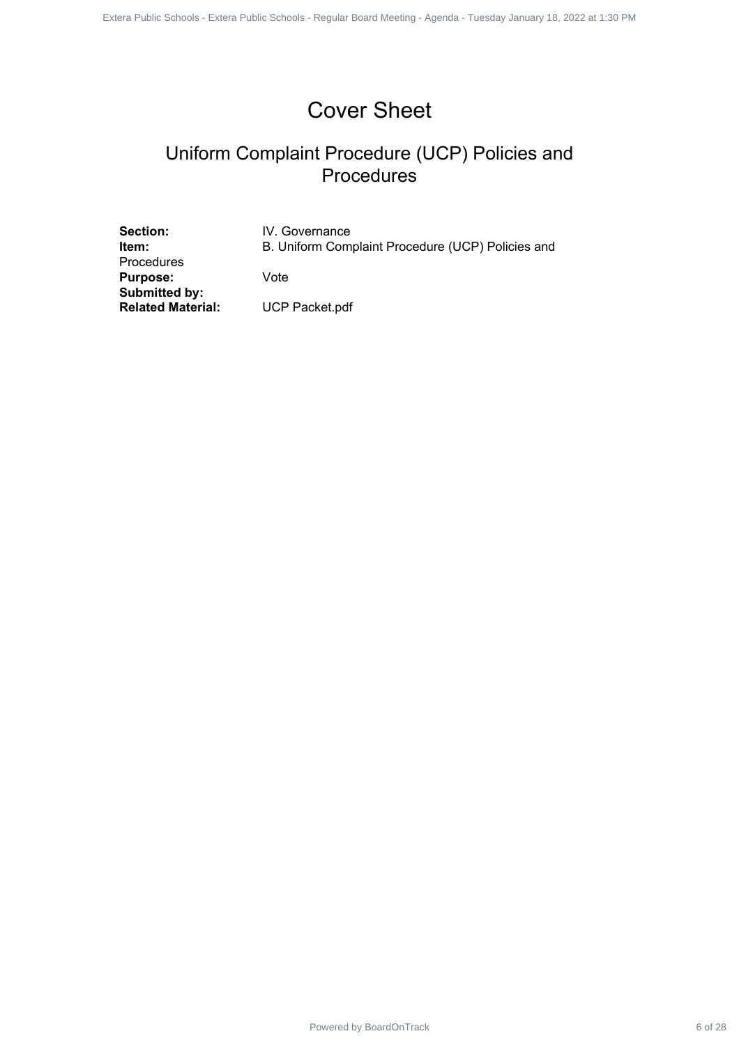# Cover Sheet

## Uniform Complaint Procedure (UCP) Policies and Procedures

**Section:** IV. Governance
**Item:** B. Uniform Complaint Procedure (UCP) Policies and Procedures
**Purpose:** Vote
**Submitted by:**
**Related Material:** UCP Packet.pdf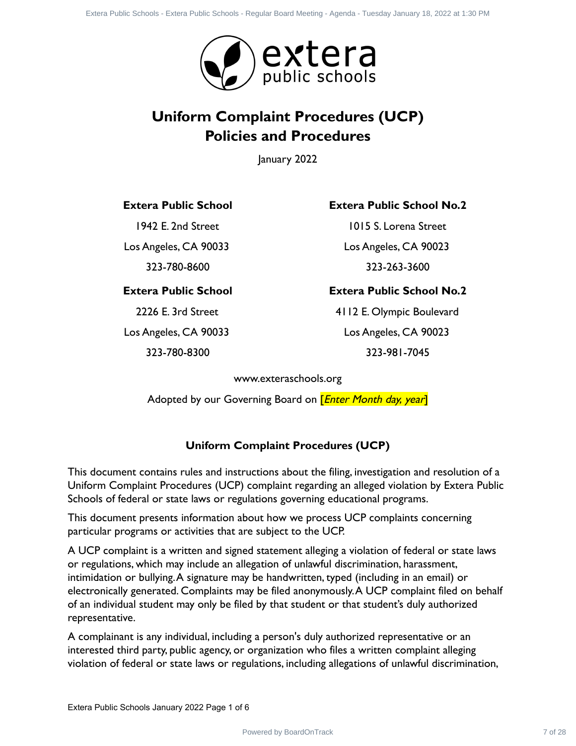# Uniform Complaint Procedures (UCP) Policies and Procedures

January 2022

| **Extera Public School** | **Extera Public School No.2** |
|---|---|
| 1942 E. 2nd Street | 1015 S. Lorena Street |
| Los Angeles, CA 90033 | Los Angeles, CA 90023 |
| 323-780-8600 | 323-263-3600 |
| **Extera Public School** | **Extera Public School No.2** |
| 2226 E. 3rd Street | 4112 E. Olympic Boulevard |
| Los Angeles, CA 90033 | Los Angeles, CA 90023 |
| 323-780-8300 | 323-981-7045 |

www.exteraschools.org

Adopted by our Governing Board on [*Enter Month day, year*]

### Uniform Complaint Procedures (UCP)

This document contains rules and instructions about the filing, investigation and resolution of a Uniform Complaint Procedures (UCP) complaint regarding an alleged violation by Extera Public Schools of federal or state laws or regulations governing educational programs.

This document presents information about how we process UCP complaints concerning particular programs or activities that are subject to the UCP.

A UCP complaint is a written and signed statement alleging a violation of federal or state laws or regulations, which may include an allegation of unlawful discrimination, harassment, intimidation or bullying. A signature may be handwritten, typed (including in an email) or electronically generated. Complaints may be filed anonymously. A UCP complaint filed on behalf of an individual student may only be filed by that student or that student's duly authorized representative.

A complainant is any individual, including a person's duly authorized representative or an interested third party, public agency, or organization who files a written complaint alleging violation of federal or state laws or regulations, including allegations of unlawful discrimination,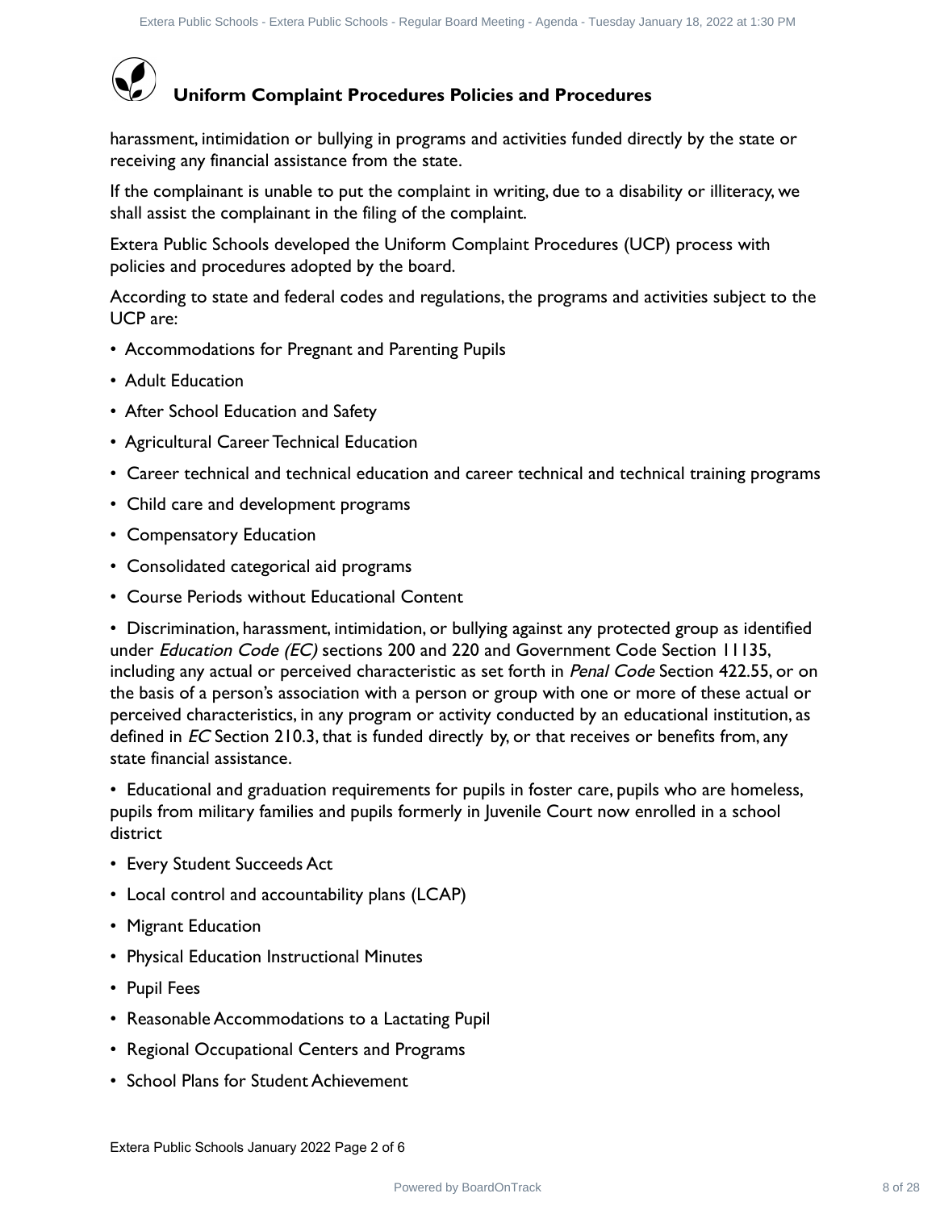## Uniform Complaint Procedures Policies and Procedures

harassment, intimidation or bullying in programs and activities funded directly by the state or receiving any financial assistance from the state.

If the complainant is unable to put the complaint in writing, due to a disability or illiteracy, we shall assist the complainant in the filing of the complaint.

Extera Public Schools developed the Uniform Complaint Procedures (UCP) process with policies and procedures adopted by the board.

According to state and federal codes and regulations, the programs and activities subject to the UCP are:

- Accommodations for Pregnant and Parenting Pupils
- Adult Education
- After School Education and Safety
- Agricultural Career Technical Education
- Career technical and technical education and career technical and technical training programs
- Child care and development programs
- Compensatory Education
- Consolidated categorical aid programs
- Course Periods without Educational Content
- Discrimination, harassment, intimidation, or bullying against any protected group as identified under *Education Code (EC)* sections 200 and 220 and Government Code Section 11135, including any actual or perceived characteristic as set forth in *Penal Code* Section 422.55, or on the basis of a person's association with a person or group with one or more of these actual or perceived characteristics, in any program or activity conducted by an educational institution, as defined in *EC* Section 210.3, that is funded directly by, or that receives or benefits from, any state financial assistance.
- Educational and graduation requirements for pupils in foster care, pupils who are homeless, pupils from military families and pupils formerly in Juvenile Court now enrolled in a school district
- Every Student Succeeds Act
- Local control and accountability plans (LCAP)
- Migrant Education
- Physical Education Instructional Minutes
- Pupil Fees
- Reasonable Accommodations to a Lactating Pupil
- Regional Occupational Centers and Programs
- School Plans for Student Achievement

Extera Public Schools January 2022 Page 2 of 6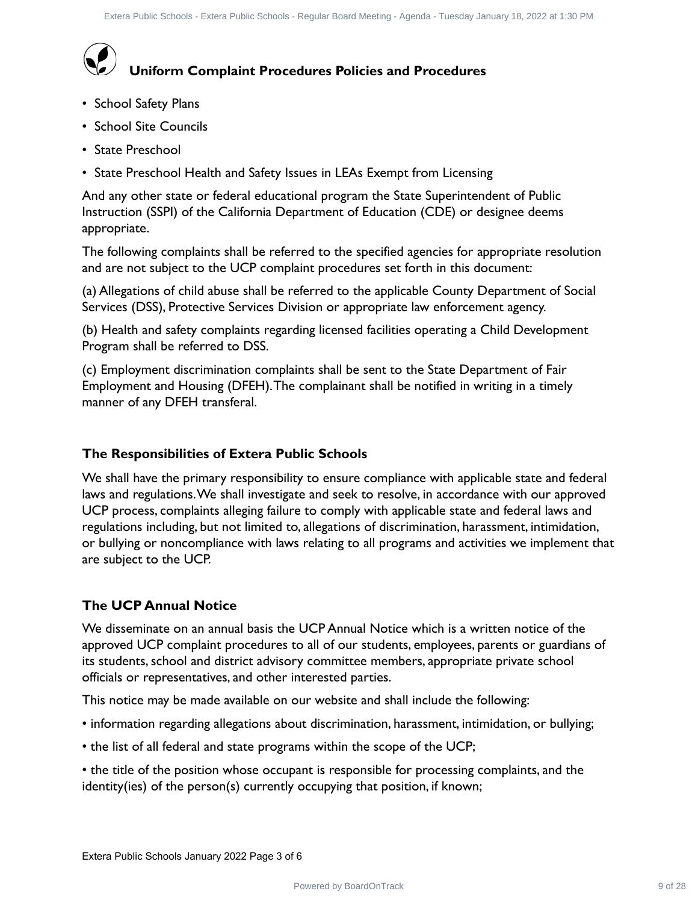## Uniform Complaint Procedures Policies and Procedures

- School Safety Plans
- School Site Councils
- State Preschool
- State Preschool Health and Safety Issues in LEAs Exempt from Licensing

And any other state or federal educational program the State Superintendent of Public Instruction (SSPI) of the California Department of Education (CDE) or designee deems appropriate.

The following complaints shall be referred to the specified agencies for appropriate resolution and are not subject to the UCP complaint procedures set forth in this document:

(a) Allegations of child abuse shall be referred to the applicable County Department of Social Services (DSS), Protective Services Division or appropriate law enforcement agency.

(b) Health and safety complaints regarding licensed facilities operating a Child Development Program shall be referred to DSS.

(c) Employment discrimination complaints shall be sent to the State Department of Fair Employment and Housing (DFEH). The complainant shall be notified in writing in a timely manner of any DFEH transferal.

### The Responsibilities of Extera Public Schools

We shall have the primary responsibility to ensure compliance with applicable state and federal laws and regulations. We shall investigate and seek to resolve, in accordance with our approved UCP process, complaints alleging failure to comply with applicable state and federal laws and regulations including, but not limited to, allegations of discrimination, harassment, intimidation, or bullying or noncompliance with laws relating to all programs and activities we implement that are subject to the UCP.

### The UCP Annual Notice

We disseminate on an annual basis the UCP Annual Notice which is a written notice of the approved UCP complaint procedures to all of our students, employees, parents or guardians of its students, school and district advisory committee members, appropriate private school officials or representatives, and other interested parties.

This notice may be made available on our website and shall include the following:

- information regarding allegations about discrimination, harassment, intimidation, or bullying;
- the list of all federal and state programs within the scope of the UCP;
- the title of the position whose occupant is responsible for processing complaints, and the identity(ies) of the person(s) currently occupying that position, if known;

Extera Public Schools January 2022 Page 3 of 6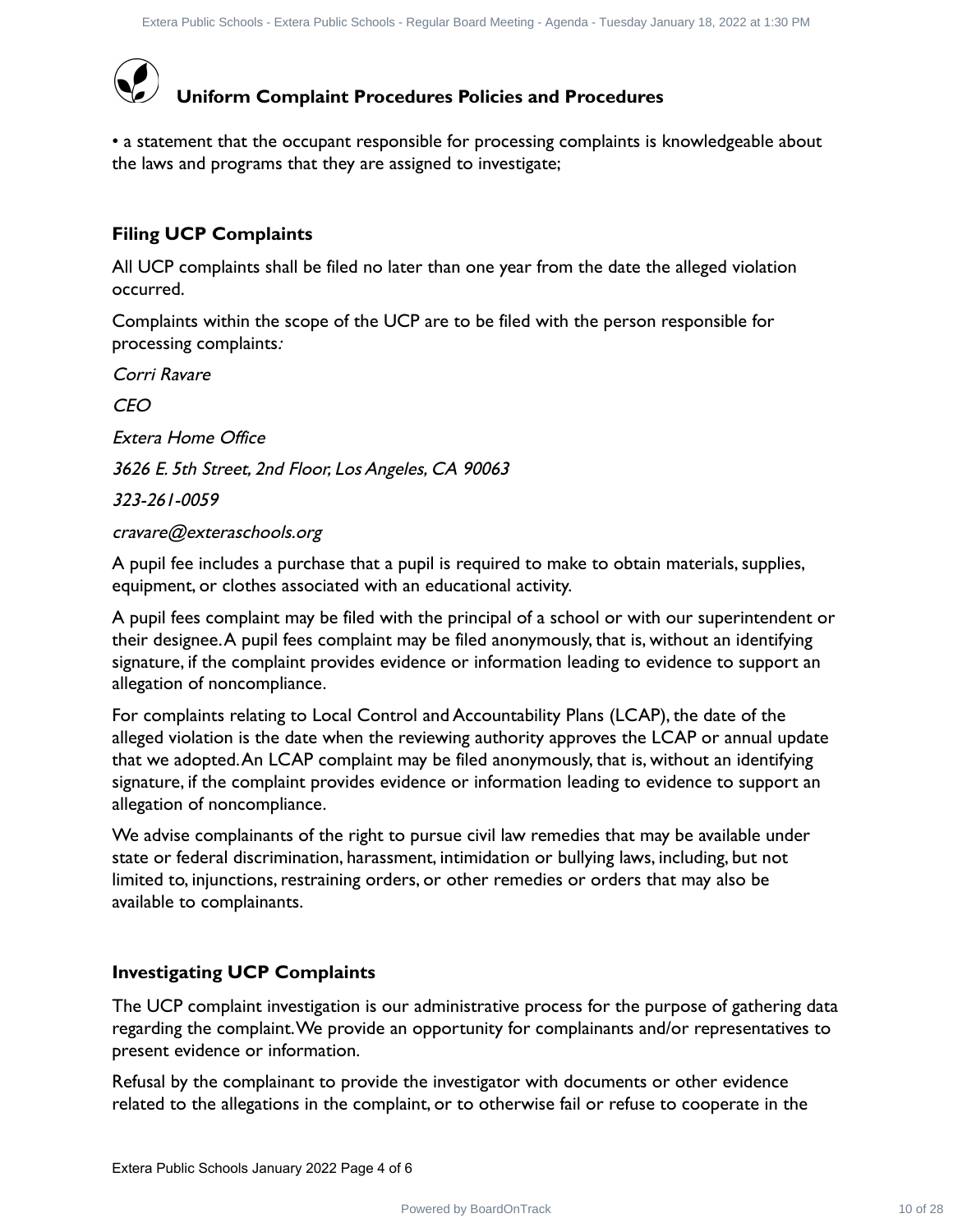## Uniform Complaint Procedures Policies and Procedures

• a statement that the occupant responsible for processing complaints is knowledgeable about the laws and programs that they are assigned to investigate;

### Filing UCP Complaints

All UCP complaints shall be filed no later than one year from the date the alleged violation occurred.

Complaints within the scope of the UCP are to be filed with the person responsible for processing complaints:

*Corri Ravare*

*CEO*

*Extera Home Office*

*3626 E. 5th Street, 2nd Floor, Los Angeles, CA 90063*

*323-261-0059*

*cravare@exteraschools.org*

A pupil fee includes a purchase that a pupil is required to make to obtain materials, supplies, equipment, or clothes associated with an educational activity.

A pupil fees complaint may be filed with the principal of a school or with our superintendent or their designee. A pupil fees complaint may be filed anonymously, that is, without an identifying signature, if the complaint provides evidence or information leading to evidence to support an allegation of noncompliance.

For complaints relating to Local Control and Accountability Plans (LCAP), the date of the alleged violation is the date when the reviewing authority approves the LCAP or annual update that we adopted. An LCAP complaint may be filed anonymously, that is, without an identifying signature, if the complaint provides evidence or information leading to evidence to support an allegation of noncompliance.

We advise complainants of the right to pursue civil law remedies that may be available under state or federal discrimination, harassment, intimidation or bullying laws, including, but not limited to, injunctions, restraining orders, or other remedies or orders that may also be available to complainants.

### Investigating UCP Complaints

The UCP complaint investigation is our administrative process for the purpose of gathering data regarding the complaint. We provide an opportunity for complainants and/or representatives to present evidence or information.

Refusal by the complainant to provide the investigator with documents or other evidence related to the allegations in the complaint, or to otherwise fail or refuse to cooperate in the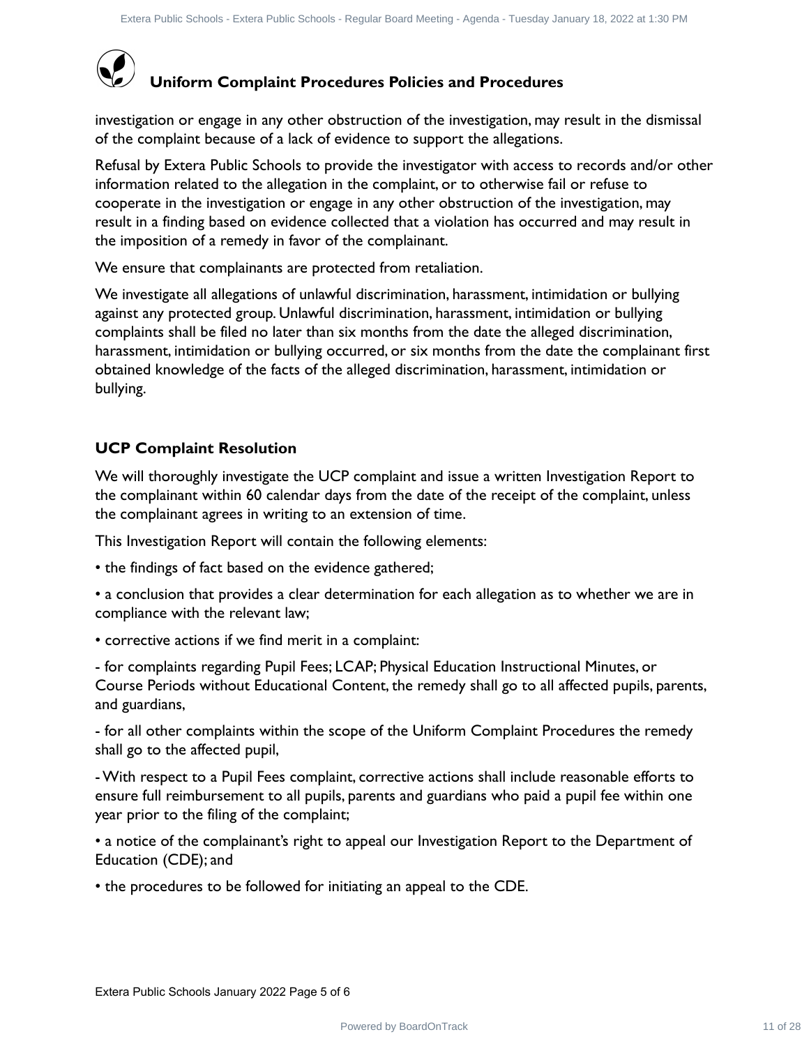# Uniform Complaint Procedures Policies and Procedures

investigation or engage in any other obstruction of the investigation, may result in the dismissal of the complaint because of a lack of evidence to support the allegations.

Refusal by Extera Public Schools to provide the investigator with access to records and/or other information related to the allegation in the complaint, or to otherwise fail or refuse to cooperate in the investigation or engage in any other obstruction of the investigation, may result in a finding based on evidence collected that a violation has occurred and may result in the imposition of a remedy in favor of the complainant.

We ensure that complainants are protected from retaliation.

We investigate all allegations of unlawful discrimination, harassment, intimidation or bullying against any protected group. Unlawful discrimination, harassment, intimidation or bullying complaints shall be filed no later than six months from the date the alleged discrimination, harassment, intimidation or bullying occurred, or six months from the date the complainant first obtained knowledge of the facts of the alleged discrimination, harassment, intimidation or bullying.

## UCP Complaint Resolution

We will thoroughly investigate the UCP complaint and issue a written Investigation Report to the complainant within 60 calendar days from the date of the receipt of the complaint, unless the complainant agrees in writing to an extension of time.

This Investigation Report will contain the following elements:

• the findings of fact based on the evidence gathered;

• a conclusion that provides a clear determination for each allegation as to whether we are in compliance with the relevant law;

• corrective actions if we find merit in a complaint:

- for complaints regarding Pupil Fees; LCAP; Physical Education Instructional Minutes, or Course Periods without Educational Content, the remedy shall go to all affected pupils, parents, and guardians,

- for all other complaints within the scope of the Uniform Complaint Procedures the remedy shall go to the affected pupil,

- With respect to a Pupil Fees complaint, corrective actions shall include reasonable efforts to ensure full reimbursement to all pupils, parents and guardians who paid a pupil fee within one year prior to the filing of the complaint;

• a notice of the complainant's right to appeal our Investigation Report to the Department of Education (CDE); and

• the procedures to be followed for initiating an appeal to the CDE.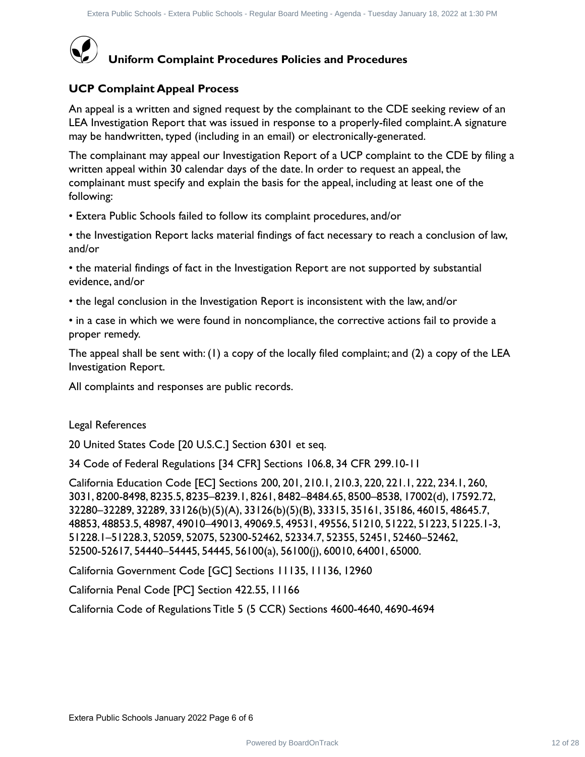# Uniform Complaint Procedures Policies and Procedures

## UCP Complaint Appeal Process

An appeal is a written and signed request by the complainant to the CDE seeking review of an LEA Investigation Report that was issued in response to a properly-filed complaint. A signature may be handwritten, typed (including in an email) or electronically-generated.

The complainant may appeal our Investigation Report of a UCP complaint to the CDE by filing a written appeal within 30 calendar days of the date. In order to request an appeal, the complainant must specify and explain the basis for the appeal, including at least one of the following:

- Extera Public Schools failed to follow its complaint procedures, and/or
- the Investigation Report lacks material findings of fact necessary to reach a conclusion of law, and/or
- the material findings of fact in the Investigation Report are not supported by substantial evidence, and/or
- the legal conclusion in the Investigation Report is inconsistent with the law, and/or
- in a case in which we were found in noncompliance, the corrective actions fail to provide a proper remedy.

The appeal shall be sent with: (1) a copy of the locally filed complaint; and (2) a copy of the LEA Investigation Report.

All complaints and responses are public records.

Legal References

20 United States Code [20 U.S.C.] Section 6301 et seq.

34 Code of Federal Regulations [34 CFR] Sections 106.8, 34 CFR 299.10-11

California Education Code [EC] Sections 200, 201, 210.1, 210.3, 220, 221.1, 222, 234.1, 260, 3031, 8200-8498, 8235.5, 8235–8239.1, 8261, 8482–8484.65, 8500–8538, 17002(d), 17592.72, 32280–32289, 32289, 33126(b)(5)(A), 33126(b)(5)(B), 33315, 35161, 35186, 46015, 48645.7, 48853, 48853.5, 48987, 49010–49013, 49069.5, 49531, 49556, 51210, 51222, 51223, 51225.1-3, 51228.1–51228.3, 52059, 52075, 52300-52462, 52334.7, 52355, 52451, 52460–52462, 52500-52617, 54440–54445, 54445, 56100(a), 56100(j), 60010, 64001, 65000.

California Government Code [GC] Sections 11135, 11136, 12960

California Penal Code [PC] Section 422.55, 11166

California Code of Regulations Title 5 (5 CCR) Sections 4600-4640, 4690-4694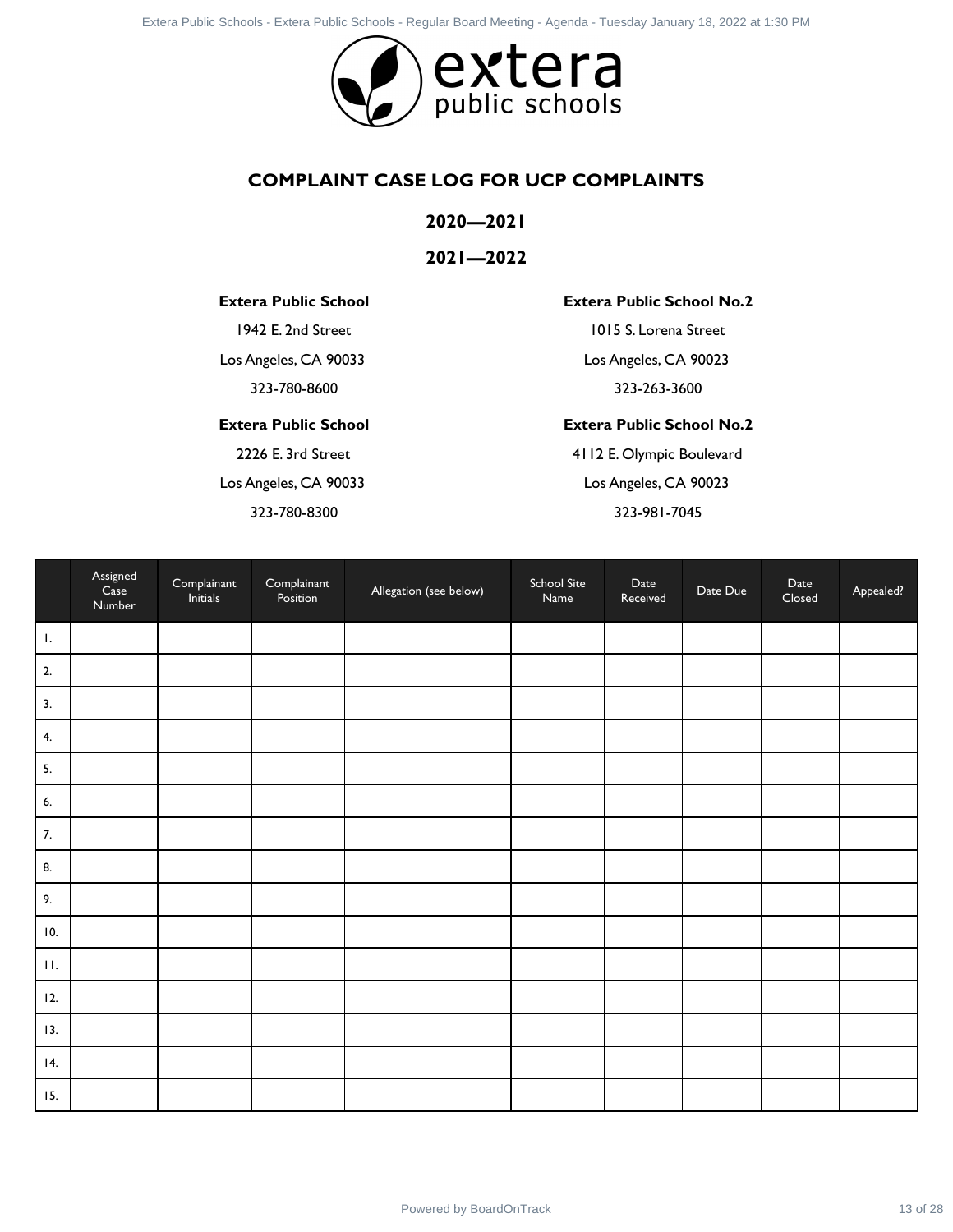# COMPLAINT CASE LOG FOR UCP COMPLAINTS

## 2020—2021

## 2021—2022

**Extera Public School**

1942 E. 2nd Street

Los Angeles, CA 90033

323-780-8600

**Extera Public School No.2**

1015 S. Lorena Street

Los Angeles, CA 90023

323-263-3600

**Extera Public School**

2226 E. 3rd Street

Los Angeles, CA 90033

323-780-8300

**Extera Public School No.2**

4112 E. Olympic Boulevard

Los Angeles, CA 90023

323-981-7045

| | Assigned Case Number | Complainant Initials | Complainant Position | Allegation (see below) | School Site Name | Date Received | Date Due | Date Closed | Appealed? |
|---|---|---|---|---|---|---|---|---|---|
| 1. | | | | | | | | | |
| 2. | | | | | | | | | |
| 3. | | | | | | | | | |
| 4. | | | | | | | | | |
| 5. | | | | | | | | | |
| 6. | | | | | | | | | |
| 7. | | | | | | | | | |
| 8. | | | | | | | | | |
| 9. | | | | | | | | | |
| 10. | | | | | | | | | |
| 11. | | | | | | | | | |
| 12. | | | | | | | | | |
| 13. | | | | | | | | | |
| 14. | | | | | | | | | |
| 15. | | | | | | | | | |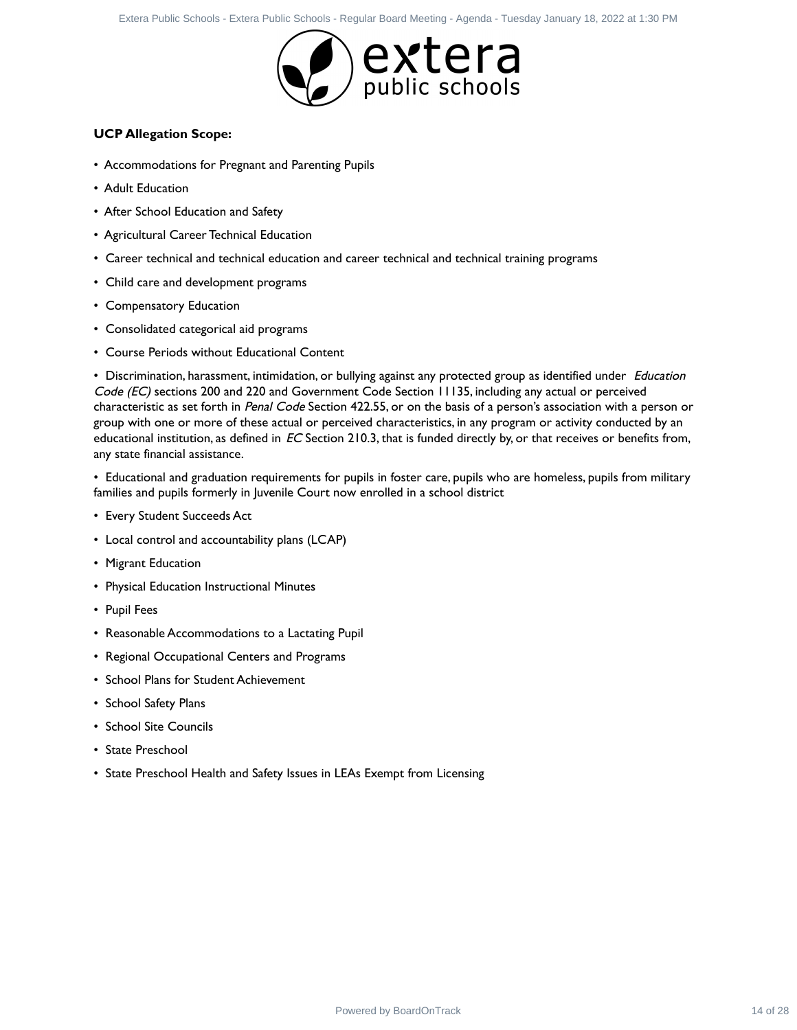**UCP Allegation Scope:**

- Accommodations for Pregnant and Parenting Pupils
- Adult Education
- After School Education and Safety
- Agricultural Career Technical Education
- Career technical and technical education and career technical and technical training programs
- Child care and development programs
- Compensatory Education
- Consolidated categorical aid programs
- Course Periods without Educational Content
- Discrimination, harassment, intimidation, or bullying against any protected group as identified under *Education Code (EC)* sections 200 and 220 and Government Code Section 11135, including any actual or perceived characteristic as set forth in *Penal Code* Section 422.55, or on the basis of a person's association with a person or group with one or more of these actual or perceived characteristics, in any program or activity conducted by an educational institution, as defined in *EC* Section 210.3, that is funded directly by, or that receives or benefits from, any state financial assistance.
- Educational and graduation requirements for pupils in foster care, pupils who are homeless, pupils from military families and pupils formerly in Juvenile Court now enrolled in a school district
- Every Student Succeeds Act
- Local control and accountability plans (LCAP)
- Migrant Education
- Physical Education Instructional Minutes
- Pupil Fees
- Reasonable Accommodations to a Lactating Pupil
- Regional Occupational Centers and Programs
- School Plans for Student Achievement
- School Safety Plans
- School Site Councils
- State Preschool
- State Preschool Health and Safety Issues in LEAs Exempt from Licensing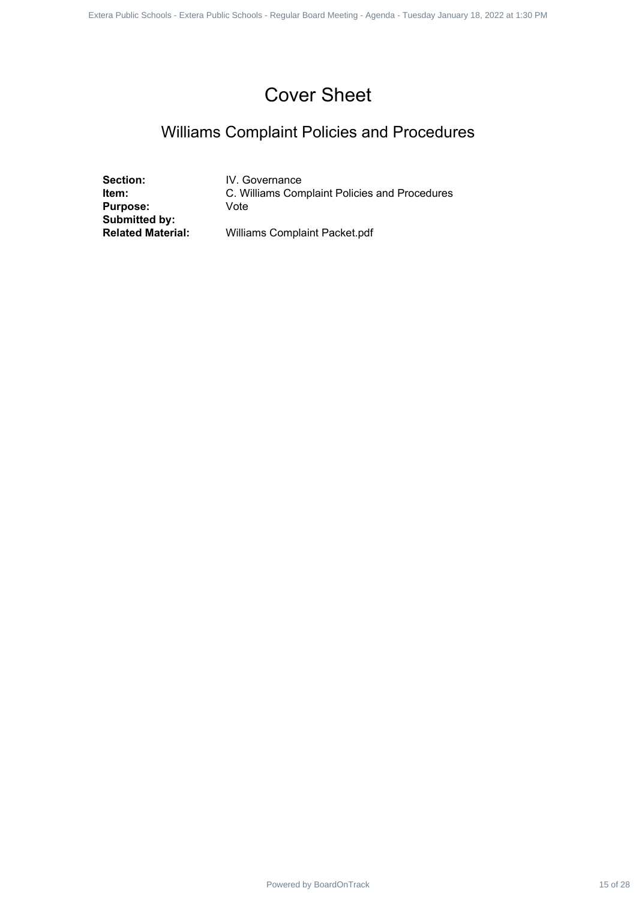# Cover Sheet

## Williams Complaint Policies and Procedures

**Section:** IV. Governance
**Item:** C. Williams Complaint Policies and Procedures
**Purpose:** Vote
**Submitted by:**
**Related Material:** Williams Complaint Packet.pdf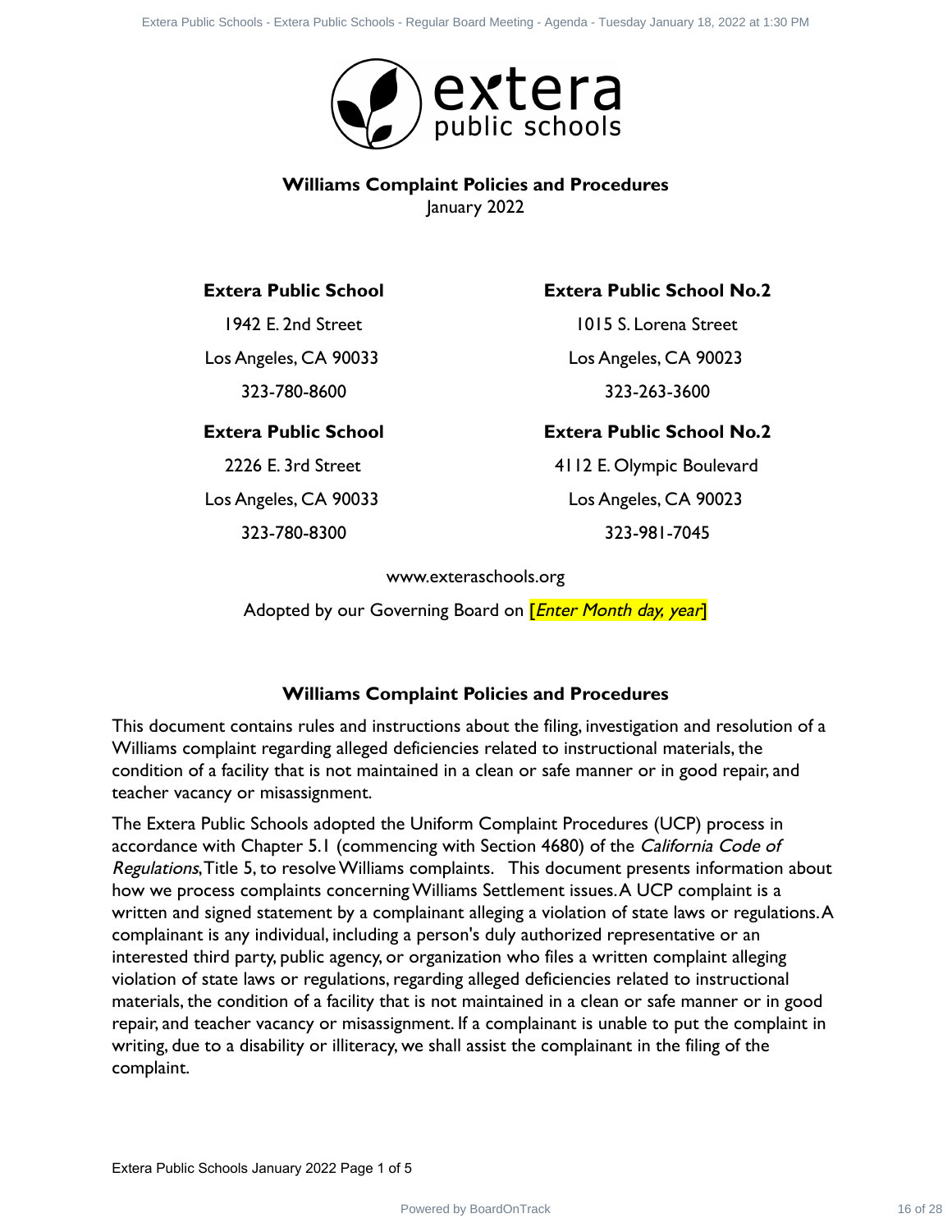# Williams Complaint Policies and Procedures

January 2022

| **Extera Public School** | **Extera Public School No.2** |
|---|---|
| 1942 E. 2nd Street | 1015 S. Lorena Street |
| Los Angeles, CA 90033 | Los Angeles, CA 90023 |
| 323-780-8600 | 323-263-3600 |
| **Extera Public School** | **Extera Public School No.2** |
| 2226 E. 3rd Street | 4112 E. Olympic Boulevard |
| Los Angeles, CA 90033 | Los Angeles, CA 90023 |
| 323-780-8300 | 323-981-7045 |

www.exteraschools.org

Adopted by our Governing Board on [*Enter Month day, year*]

## Williams Complaint Policies and Procedures

This document contains rules and instructions about the filing, investigation and resolution of a Williams complaint regarding alleged deficiencies related to instructional materials, the condition of a facility that is not maintained in a clean or safe manner or in good repair, and teacher vacancy or misassignment.

The Extera Public Schools adopted the Uniform Complaint Procedures (UCP) process in accordance with Chapter 5.1 (commencing with Section 4680) of the *California Code of Regulations*, Title 5, to resolve Williams complaints. This document presents information about how we process complaints concerning Williams Settlement issues. A UCP complaint is a written and signed statement by a complainant alleging a violation of state laws or regulations. A complainant is any individual, including a person's duly authorized representative or an interested third party, public agency, or organization who files a written complaint alleging violation of state laws or regulations, regarding alleged deficiencies related to instructional materials, the condition of a facility that is not maintained in a clean or safe manner or in good repair, and teacher vacancy or misassignment. If a complainant is unable to put the complaint in writing, due to a disability or illiteracy, we shall assist the complainant in the filing of the complaint.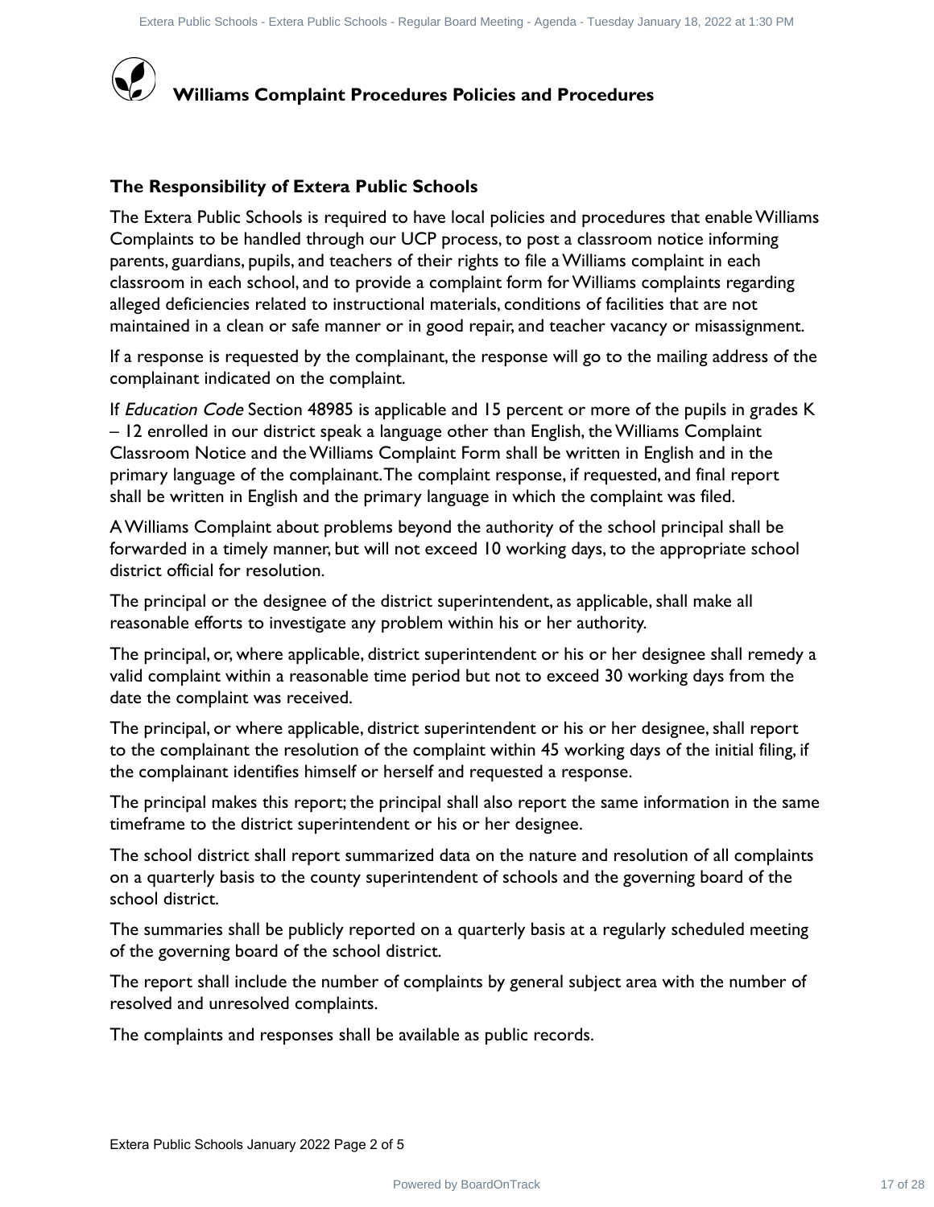# Williams Complaint Procedures Policies and Procedures

## The Responsibility of Extera Public Schools

The Extera Public Schools is required to have local policies and procedures that enable Williams Complaints to be handled through our UCP process, to post a classroom notice informing parents, guardians, pupils, and teachers of their rights to file a Williams complaint in each classroom in each school, and to provide a complaint form for Williams complaints regarding alleged deficiencies related to instructional materials, conditions of facilities that are not maintained in a clean or safe manner or in good repair, and teacher vacancy or misassignment.

If a response is requested by the complainant, the response will go to the mailing address of the complainant indicated on the complaint.

If *Education Code* Section 48985 is applicable and 15 percent or more of the pupils in grades K – 12 enrolled in our district speak a language other than English, the Williams Complaint Classroom Notice and the Williams Complaint Form shall be written in English and in the primary language of the complainant. The complaint response, if requested, and final report shall be written in English and the primary language in which the complaint was filed.

A Williams Complaint about problems beyond the authority of the school principal shall be forwarded in a timely manner, but will not exceed 10 working days, to the appropriate school district official for resolution.

The principal or the designee of the district superintendent, as applicable, shall make all reasonable efforts to investigate any problem within his or her authority.

The principal, or, where applicable, district superintendent or his or her designee shall remedy a valid complaint within a reasonable time period but not to exceed 30 working days from the date the complaint was received.

The principal, or where applicable, district superintendent or his or her designee, shall report to the complainant the resolution of the complaint within 45 working days of the initial filing, if the complainant identifies himself or herself and requested a response.

The principal makes this report; the principal shall also report the same information in the same timeframe to the district superintendent or his or her designee.

The school district shall report summarized data on the nature and resolution of all complaints on a quarterly basis to the county superintendent of schools and the governing board of the school district.

The summaries shall be publicly reported on a quarterly basis at a regularly scheduled meeting of the governing board of the school district.

The report shall include the number of complaints by general subject area with the number of resolved and unresolved complaints.

The complaints and responses shall be available as public records.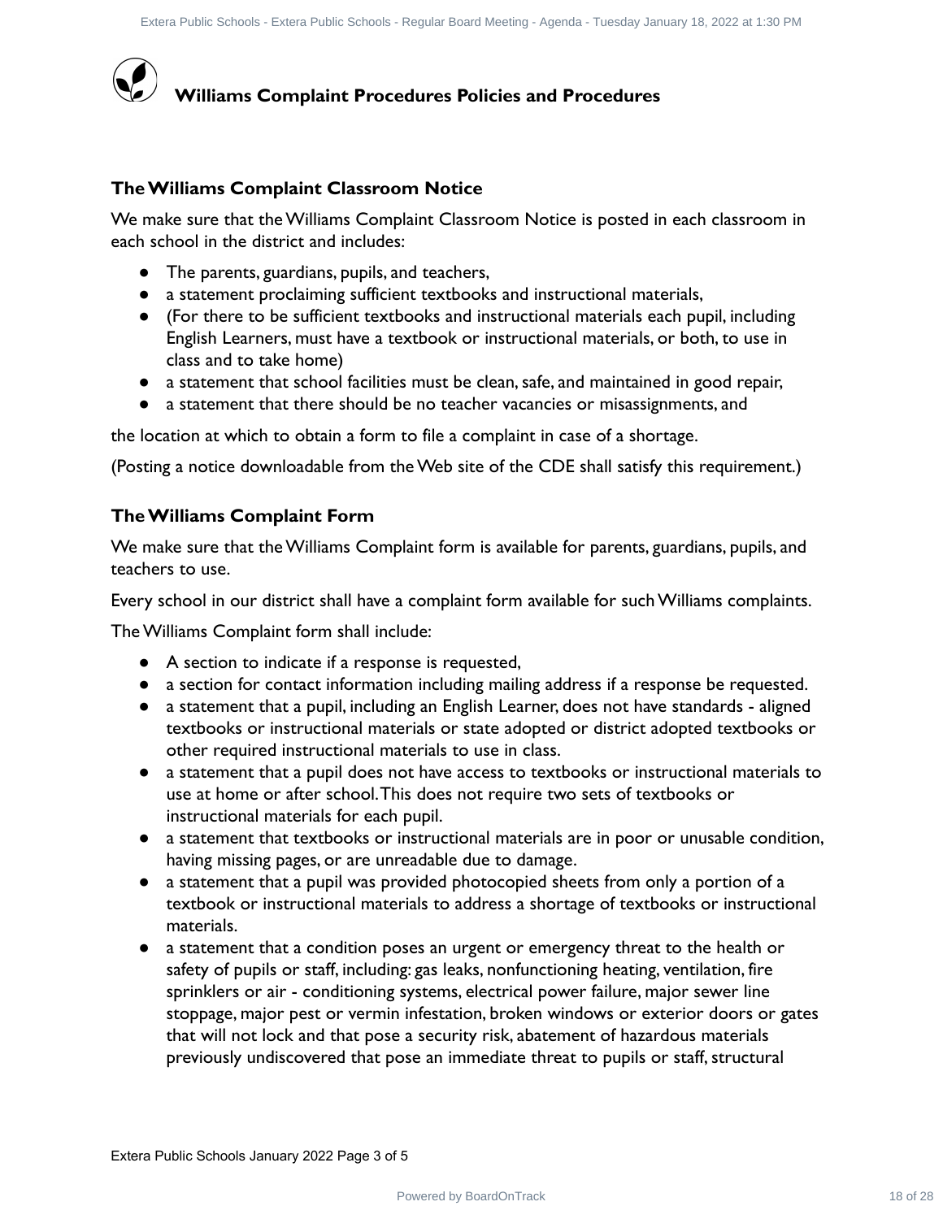## Williams Complaint Procedures Policies and Procedures

### The Williams Complaint Classroom Notice

We make sure that the Williams Complaint Classroom Notice is posted in each classroom in each school in the district and includes:

- The parents, guardians, pupils, and teachers,
- a statement proclaiming sufficient textbooks and instructional materials,
- (For there to be sufficient textbooks and instructional materials each pupil, including English Learners, must have a textbook or instructional materials, or both, to use in class and to take home)
- a statement that school facilities must be clean, safe, and maintained in good repair,
- a statement that there should be no teacher vacancies or misassignments, and

the location at which to obtain a form to file a complaint in case of a shortage.

(Posting a notice downloadable from the Web site of the CDE shall satisfy this requirement.)

### The Williams Complaint Form

We make sure that the Williams Complaint form is available for parents, guardians, pupils, and teachers to use.

Every school in our district shall have a complaint form available for such Williams complaints.

The Williams Complaint form shall include:

- A section to indicate if a response is requested,
- a section for contact information including mailing address if a response be requested.
- a statement that a pupil, including an English Learner, does not have standards - aligned textbooks or instructional materials or state adopted or district adopted textbooks or other required instructional materials to use in class.
- a statement that a pupil does not have access to textbooks or instructional materials to use at home or after school. This does not require two sets of textbooks or instructional materials for each pupil.
- a statement that textbooks or instructional materials are in poor or unusable condition, having missing pages, or are unreadable due to damage.
- a statement that a pupil was provided photocopied sheets from only a portion of a textbook or instructional materials to address a shortage of textbooks or instructional materials.
- a statement that a condition poses an urgent or emergency threat to the health or safety of pupils or staff, including: gas leaks, nonfunctioning heating, ventilation, fire sprinklers or air - conditioning systems, electrical power failure, major sewer line stoppage, major pest or vermin infestation, broken windows or exterior doors or gates that will not lock and that pose a security risk, abatement of hazardous materials previously undiscovered that pose an immediate threat to pupils or staff, structural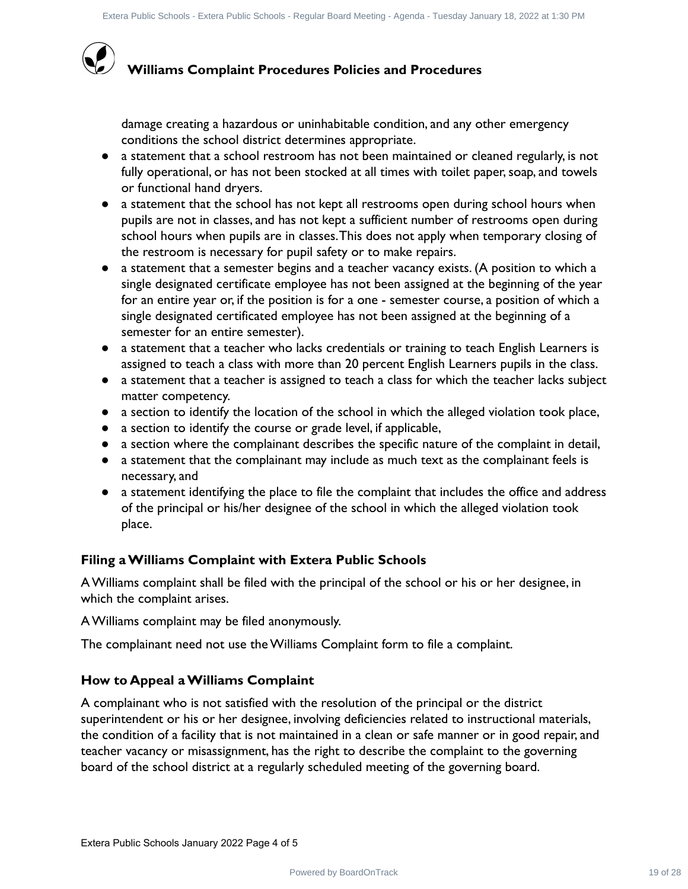## Williams Complaint Procedures Policies and Procedures

damage creating a hazardous or uninhabitable condition, and any other emergency conditions the school district determines appropriate.

- a statement that a school restroom has not been maintained or cleaned regularly, is not fully operational, or has not been stocked at all times with toilet paper, soap, and towels or functional hand dryers.
- a statement that the school has not kept all restrooms open during school hours when pupils are not in classes, and has not kept a sufficient number of restrooms open during school hours when pupils are in classes. This does not apply when temporary closing of the restroom is necessary for pupil safety or to make repairs.
- a statement that a semester begins and a teacher vacancy exists. (A position to which a single designated certificate employee has not been assigned at the beginning of the year for an entire year or, if the position is for a one - semester course, a position of which a single designated certificated employee has not been assigned at the beginning of a semester for an entire semester).
- a statement that a teacher who lacks credentials or training to teach English Learners is assigned to teach a class with more than 20 percent English Learners pupils in the class.
- a statement that a teacher is assigned to teach a class for which the teacher lacks subject matter competency.
- a section to identify the location of the school in which the alleged violation took place,
- a section to identify the course or grade level, if applicable,
- a section where the complainant describes the specific nature of the complaint in detail,
- a statement that the complainant may include as much text as the complainant feels is necessary, and
- a statement identifying the place to file the complaint that includes the office and address of the principal or his/her designee of the school in which the alleged violation took place.

### Filing a Williams Complaint with Extera Public Schools

A Williams complaint shall be filed with the principal of the school or his or her designee, in which the complaint arises.

A Williams complaint may be filed anonymously.

The complainant need not use the Williams Complaint form to file a complaint.

### How to Appeal a Williams Complaint

A complainant who is not satisfied with the resolution of the principal or the district superintendent or his or her designee, involving deficiencies related to instructional materials, the condition of a facility that is not maintained in a clean or safe manner or in good repair, and teacher vacancy or misassignment, has the right to describe the complaint to the governing board of the school district at a regularly scheduled meeting of the governing board.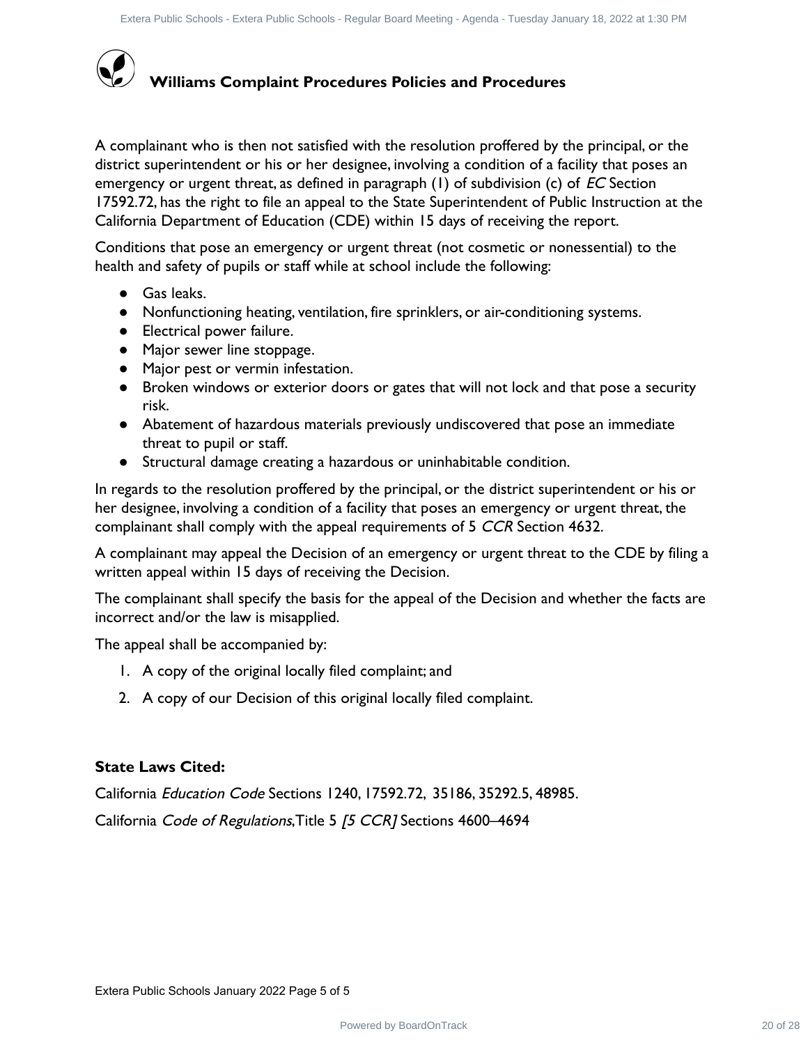## Williams Complaint Procedures Policies and Procedures

A complainant who is then not satisfied with the resolution proffered by the principal, or the district superintendent or his or her designee, involving a condition of a facility that poses an emergency or urgent threat, as defined in paragraph (1) of subdivision (c) of *EC* Section 17592.72, has the right to file an appeal to the State Superintendent of Public Instruction at the California Department of Education (CDE) within 15 days of receiving the report.

Conditions that pose an emergency or urgent threat (not cosmetic or nonessential) to the health and safety of pupils or staff while at school include the following:

- Gas leaks.
- Nonfunctioning heating, ventilation, fire sprinklers, or air-conditioning systems.
- Electrical power failure.
- Major sewer line stoppage.
- Major pest or vermin infestation.
- Broken windows or exterior doors or gates that will not lock and that pose a security risk.
- Abatement of hazardous materials previously undiscovered that pose an immediate threat to pupil or staff.
- Structural damage creating a hazardous or uninhabitable condition.

In regards to the resolution proffered by the principal, or the district superintendent or his or her designee, involving a condition of a facility that poses an emergency or urgent threat, the complainant shall comply with the appeal requirements of 5 *CCR* Section 4632.

A complainant may appeal the Decision of an emergency or urgent threat to the CDE by filing a written appeal within 15 days of receiving the Decision.

The complainant shall specify the basis for the appeal of the Decision and whether the facts are incorrect and/or the law is misapplied.

The appeal shall be accompanied by:

1. A copy of the original locally filed complaint; and
2. A copy of our Decision of this original locally filed complaint.

**State Laws Cited:**

California *Education Code* Sections 1240, 17592.72, 35186, 35292.5, 48985.

California *Code of Regulations*, Title 5 *[5 CCR]* Sections 4600–4694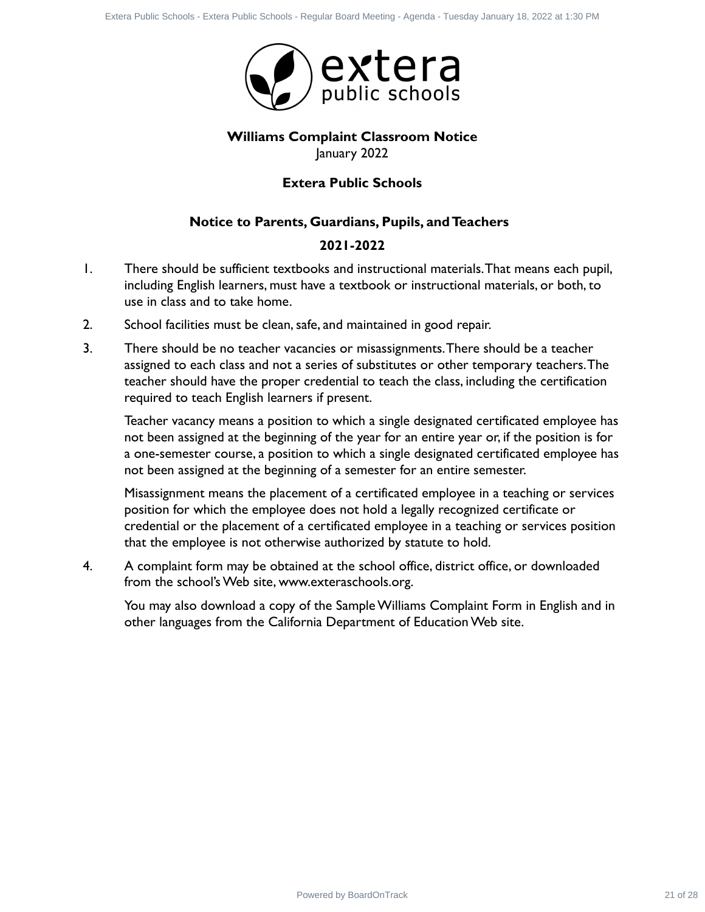**Williams Complaint Classroom Notice**
January 2022

**Extera Public Schools**

**Notice to Parents, Guardians, Pupils, and Teachers**

**2021-2022**

1. There should be sufficient textbooks and instructional materials. That means each pupil, including English learners, must have a textbook or instructional materials, or both, to use in class and to take home.

2. School facilities must be clean, safe, and maintained in good repair.

3. There should be no teacher vacancies or misassignments. There should be a teacher assigned to each class and not a series of substitutes or other temporary teachers. The teacher should have the proper credential to teach the class, including the certification required to teach English learners if present.

   Teacher vacancy means a position to which a single designated certificated employee has not been assigned at the beginning of the year for an entire year or, if the position is for a one-semester course, a position to which a single designated certificated employee has not been assigned at the beginning of a semester for an entire semester.

   Misassignment means the placement of a certificated employee in a teaching or services position for which the employee does not hold a legally recognized certificate or credential or the placement of a certificated employee in a teaching or services position that the employee is not otherwise authorized by statute to hold.

4. A complaint form may be obtained at the school office, district office, or downloaded from the school's Web site, www.exteraschools.org.

   You may also download a copy of the Sample Williams Complaint Form in English and in other languages from the California Department of Education Web site.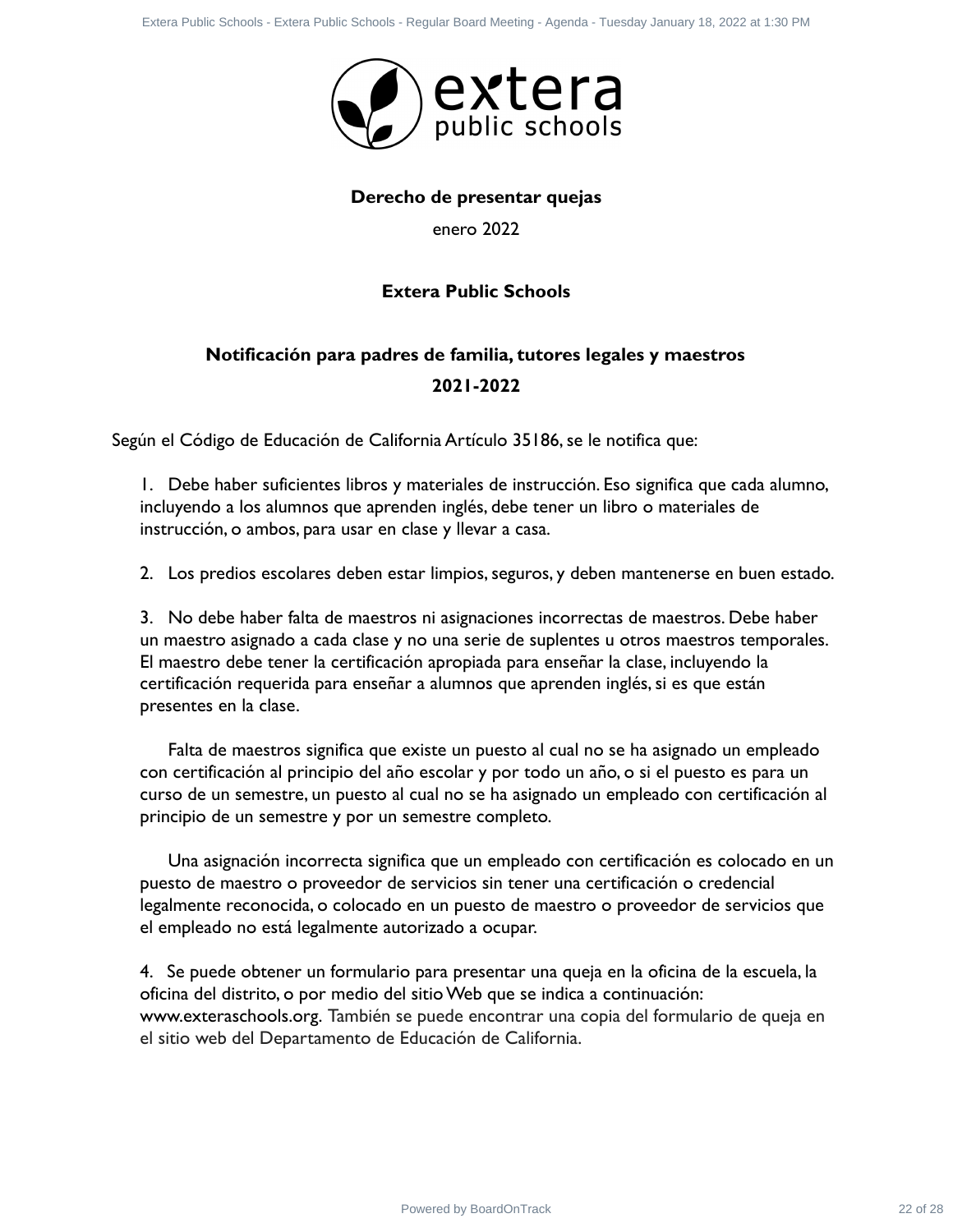**Derecho de presentar quejas**

enero 2022

**Extera Public Schools**

**Notificación para padres de familia, tutores legales y maestros**

**2021-2022**

Según el Código de Educación de California Artículo 35186, se le notifica que:

1. Debe haber suficientes libros y materiales de instrucción. Eso significa que cada alumno, incluyendo a los alumnos que aprenden inglés, debe tener un libro o materiales de instrucción, o ambos, para usar en clase y llevar a casa.

2. Los predios escolares deben estar limpios, seguros, y deben mantenerse en buen estado.

3. No debe haber falta de maestros ni asignaciones incorrectas de maestros. Debe haber un maestro asignado a cada clase y no una serie de suplentes u otros maestros temporales. El maestro debe tener la certificación apropiada para enseñar la clase, incluyendo la certificación requerida para enseñar a alumnos que aprenden inglés, si es que están presentes en la clase.

   Falta de maestros significa que existe un puesto al cual no se ha asignado un empleado con certificación al principio del año escolar y por todo un año, o si el puesto es para un curso de un semestre, un puesto al cual no se ha asignado un empleado con certificación al principio de un semestre y por un semestre completo.

   Una asignación incorrecta significa que un empleado con certificación es colocado en un puesto de maestro o proveedor de servicios sin tener una certificación o credencial legalmente reconocida, o colocado en un puesto de maestro o proveedor de servicios que el empleado no está legalmente autorizado a ocupar.

4. Se puede obtener un formulario para presentar una queja en la oficina de la escuela, la oficina del distrito, o por medio del sitio Web que se indica a continuación: www.exteraschools.org. También se puede encontrar una copia del formulario de queja en el sitio web del Departamento de Educación de California.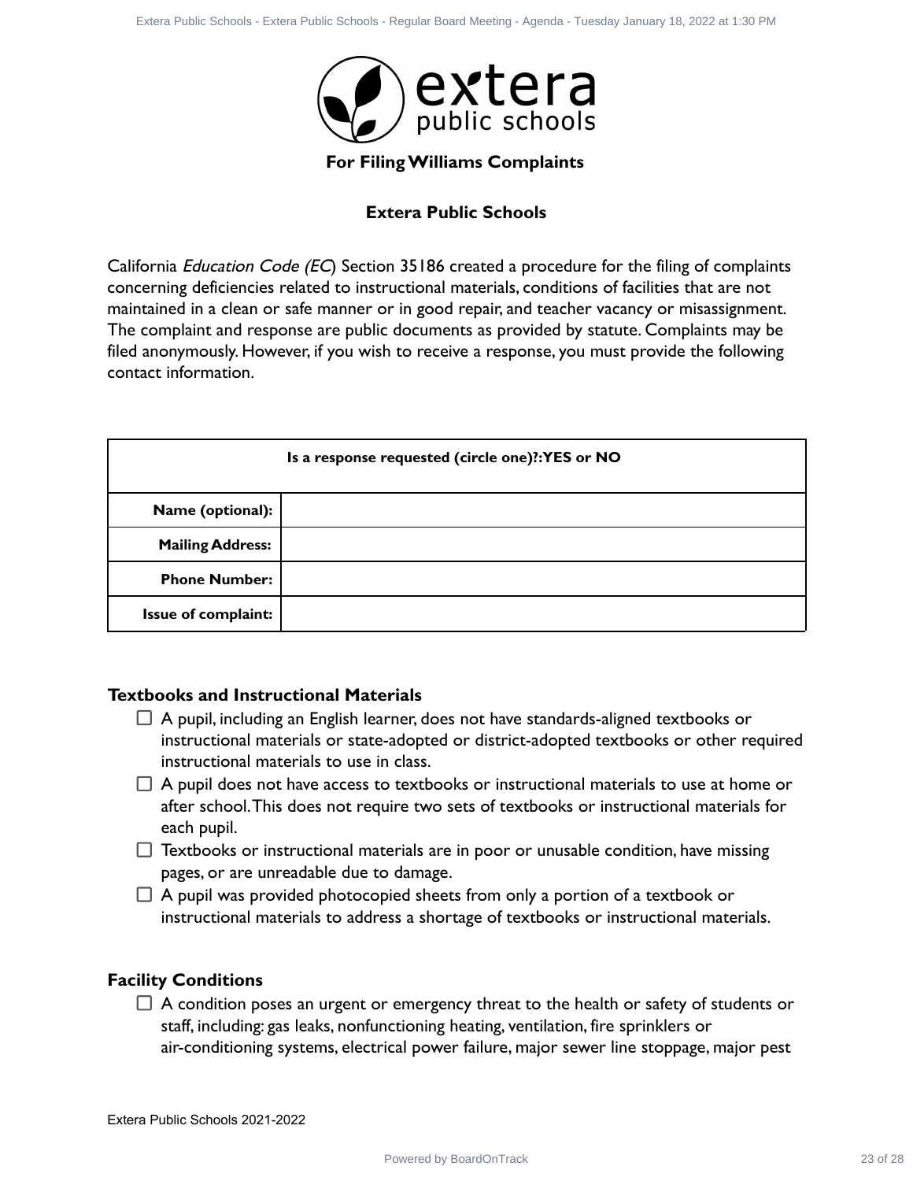**For Filing Williams Complaints**

**Extera Public Schools**

California *Education Code (EC*) Section 35186 created a procedure for the filing of complaints concerning deficiencies related to instructional materials, conditions of facilities that are not maintained in a clean or safe manner or in good repair, and teacher vacancy or misassignment. The complaint and response are public documents as provided by statute. Complaints may be filed anonymously. However, if you wish to receive a response, you must provide the following contact information.

| **Is a response requested (circle one)?:YES or NO** | |
|---|---|
| **Name (optional):** | |
| **Mailing Address:** | |
| **Phone Number:** | |
| **Issue of complaint:** | |

**Textbooks and Instructional Materials**

- ☐ A pupil, including an English learner, does not have standards-aligned textbooks or instructional materials or state-adopted or district-adopted textbooks or other required instructional materials to use in class.
- ☐ A pupil does not have access to textbooks or instructional materials to use at home or after school. This does not require two sets of textbooks or instructional materials for each pupil.
- ☐ Textbooks or instructional materials are in poor or unusable condition, have missing pages, or are unreadable due to damage.
- ☐ A pupil was provided photocopied sheets from only a portion of a textbook or instructional materials to address a shortage of textbooks or instructional materials.

**Facility Conditions**

- ☐ A condition poses an urgent or emergency threat to the health or safety of students or staff, including: gas leaks, nonfunctioning heating, ventilation, fire sprinklers or air-conditioning systems, electrical power failure, major sewer line stoppage, major pest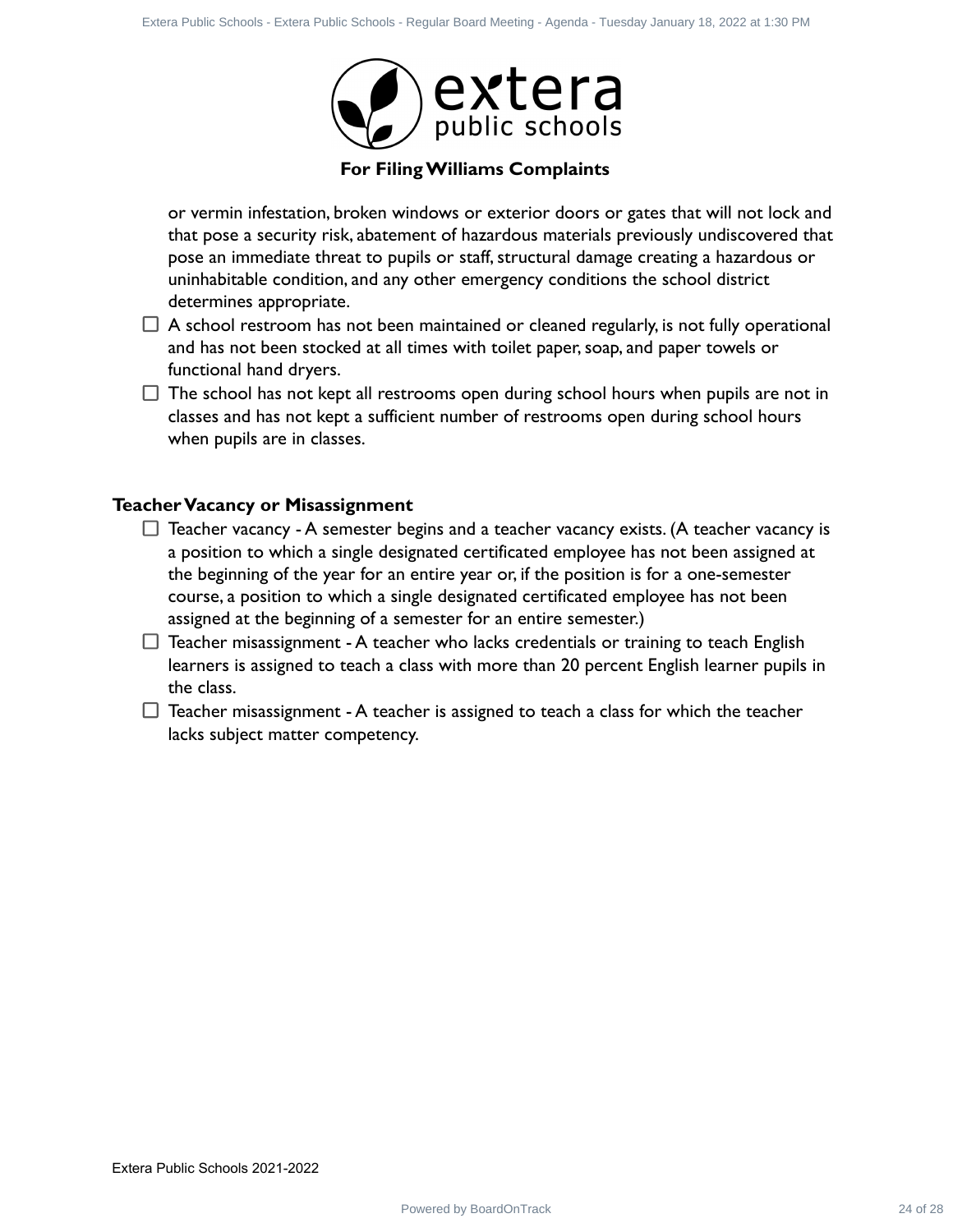**For Filing Williams Complaints**

or vermin infestation, broken windows or exterior doors or gates that will not lock and that pose a security risk, abatement of hazardous materials previously undiscovered that pose an immediate threat to pupils or staff, structural damage creating a hazardous or uninhabitable condition, and any other emergency conditions the school district determines appropriate.

- ☐ A school restroom has not been maintained or cleaned regularly, is not fully operational and has not been stocked at all times with toilet paper, soap, and paper towels or functional hand dryers.
- ☐ The school has not kept all restrooms open during school hours when pupils are not in classes and has not kept a sufficient number of restrooms open during school hours when pupils are in classes.

**Teacher Vacancy or Misassignment**

- ☐ Teacher vacancy - A semester begins and a teacher vacancy exists. (A teacher vacancy is a position to which a single designated certificated employee has not been assigned at the beginning of the year for an entire year or, if the position is for a one-semester course, a position to which a single designated certificated employee has not been assigned at the beginning of a semester for an entire semester.)
- ☐ Teacher misassignment - A teacher who lacks credentials or training to teach English learners is assigned to teach a class with more than 20 percent English learner pupils in the class.
- ☐ Teacher misassignment - A teacher is assigned to teach a class for which the teacher lacks subject matter competency.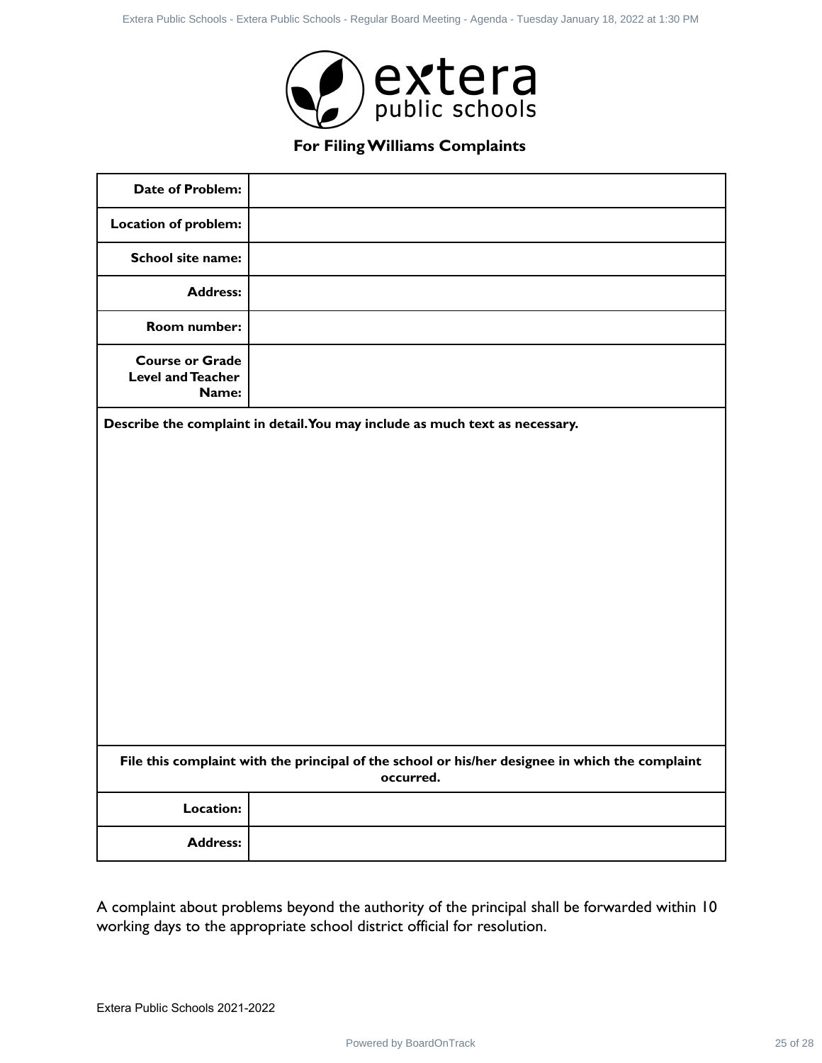**For Filing Williams Complaints**

| | |
|---|---|
| **Date of Problem:** | |
| **Location of problem:** | |
| **School site name:** | |
| **Address:** | |
| **Room number:** | |
| **Course or Grade Level and Teacher Name:** | |

**Describe the complaint in detail. You may include as much text as necessary.**

**File this complaint with the principal of the school or his/her designee in which the complaint occurred.**

| | |
|---|---|
| **Location:** | |
| **Address:** | |

A complaint about problems beyond the authority of the principal shall be forwarded within 10 working days to the appropriate school district official for resolution.

Extera Public Schools 2021-2022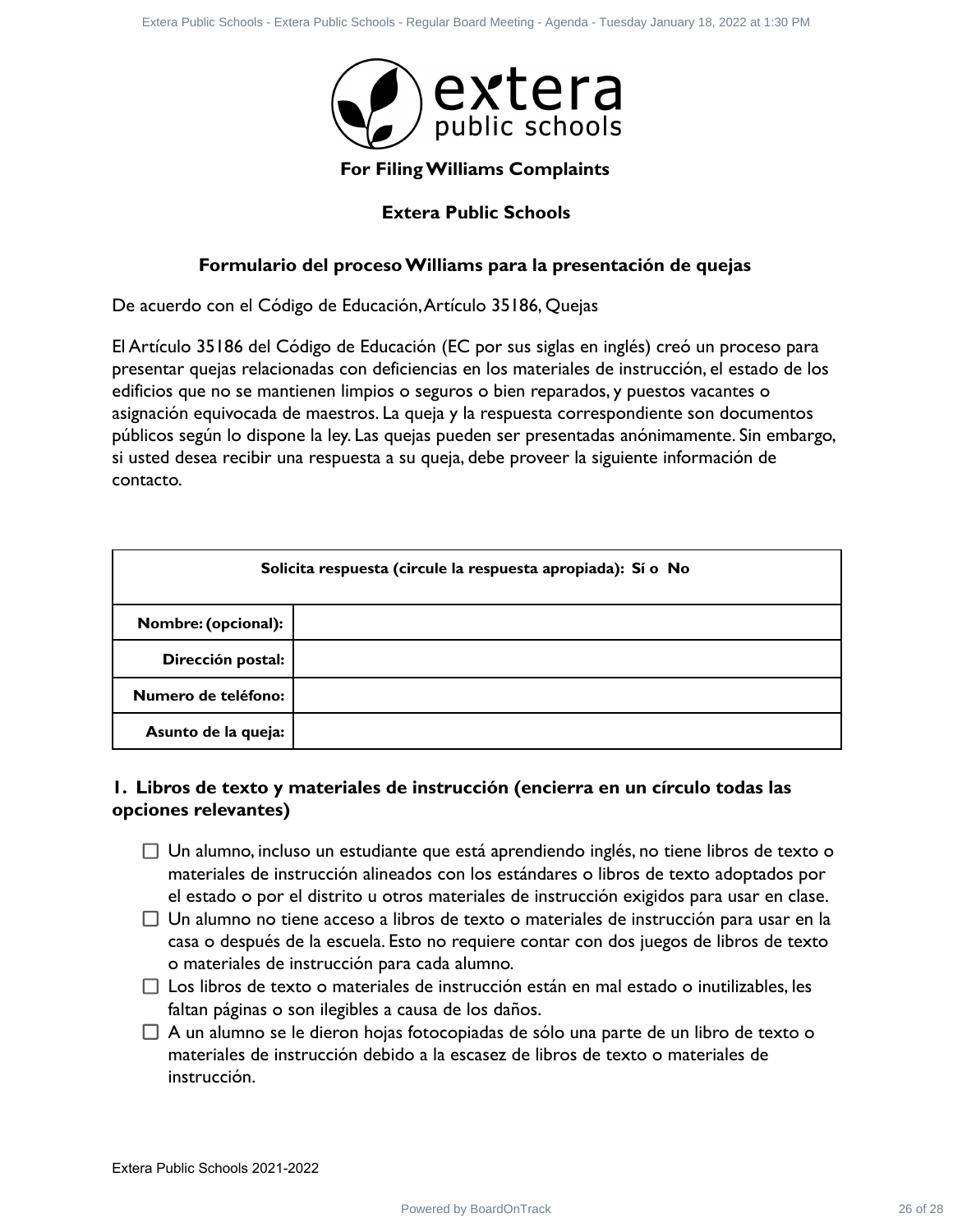**For Filing Williams Complaints**

**Extera Public Schools**

## Formulario del proceso Williams para la presentación de quejas

De acuerdo con el Código de Educación, Artículo 35186, Quejas

El Artículo 35186 del Código de Educación (EC por sus siglas en inglés) creó un proceso para presentar quejas relacionadas con deficiencias en los materiales de instrucción, el estado de los edificios que no se mantienen limpios o seguros o bien reparados, y puestos vacantes o asignación equivocada de maestros. La queja y la respuesta correspondiente son documentos públicos según lo dispone la ley. Las quejas pueden ser presentadas anónimamente. Sin embargo, si usted desea recibir una respuesta a su queja, debe proveer la siguiente información de contacto.

| **Solicita respuesta (circule la respuesta apropiada): Sí o No** | |
|---|---|
| **Nombre: (opcional):** | |
| **Dirección postal:** | |
| **Numero de teléfono:** | |
| **Asunto de la queja:** | |

### 1. Libros de texto y materiales de instrucción (encierra en un círculo todas las opciones relevantes)

- ☐ Un alumno, incluso un estudiante que está aprendiendo inglés, no tiene libros de texto o materiales de instrucción alineados con los estándares o libros de texto adoptados por el estado o por el distrito u otros materiales de instrucción exigidos para usar en clase.
- ☐ Un alumno no tiene acceso a libros de texto o materiales de instrucción para usar en la casa o después de la escuela. Esto no requiere contar con dos juegos de libros de texto o materiales de instrucción para cada alumno.
- ☐ Los libros de texto o materiales de instrucción están en mal estado o inutilizables, les faltan páginas o son ilegibles a causa de los daños.
- ☐ A un alumno se le dieron hojas fotocopiadas de sólo una parte de un libro de texto o materiales de instrucción debido a la escasez de libros de texto o materiales de instrucción.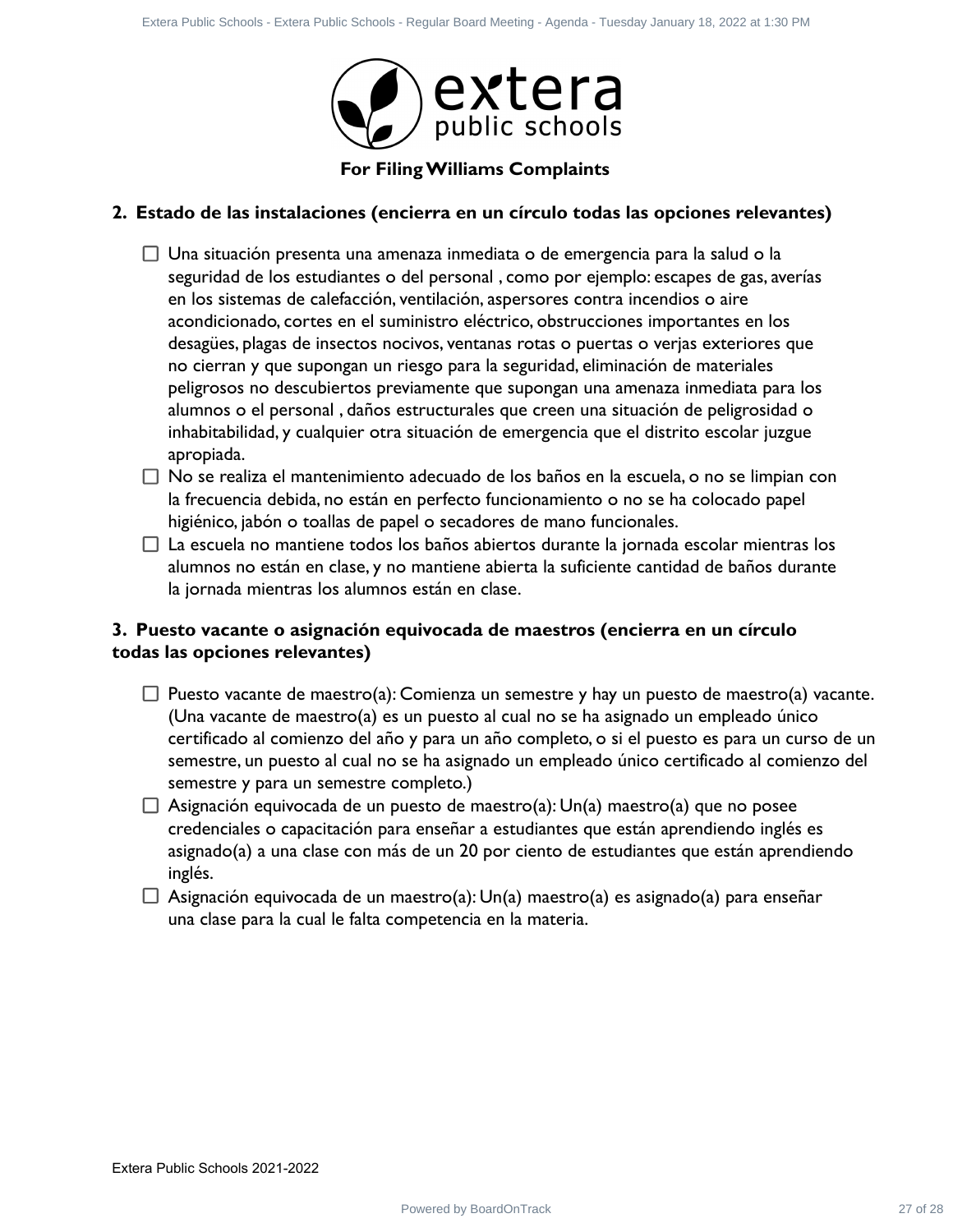**For Filing Williams Complaints**

**2. Estado de las instalaciones (encierra en un círculo todas las opciones relevantes)**

- ☐ Una situación presenta una amenaza inmediata o de emergencia para la salud o la seguridad de los estudiantes o del personal , como por ejemplo: escapes de gas, averías en los sistemas de calefacción, ventilación, aspersores contra incendios o aire acondicionado, cortes en el suministro eléctrico, obstrucciones importantes en los desagües, plagas de insectos nocivos, ventanas rotas o puertas o verjas exteriores que no cierran y que supongan un riesgo para la seguridad, eliminación de materiales peligrosos no descubiertos previamente que supongan una amenaza inmediata para los alumnos o el personal , daños estructurales que creen una situación de peligrosidad o inhabitabilidad, y cualquier otra situación de emergencia que el distrito escolar juzgue apropiada.
- ☐ No se realiza el mantenimiento adecuado de los baños en la escuela, o no se limpian con la frecuencia debida, no están en perfecto funcionamiento o no se ha colocado papel higiénico, jabón o toallas de papel o secadores de mano funcionales.
- ☐ La escuela no mantiene todos los baños abiertos durante la jornada escolar mientras los alumnos no están en clase, y no mantiene abierta la suficiente cantidad de baños durante la jornada mientras los alumnos están en clase.

**3. Puesto vacante o asignación equivocada de maestros (encierra en un círculo todas las opciones relevantes)**

- ☐ Puesto vacante de maestro(a): Comienza un semestre y hay un puesto de maestro(a) vacante. (Una vacante de maestro(a) es un puesto al cual no se ha asignado un empleado único certificado al comienzo del año y para un año completo, o si el puesto es para un curso de un semestre, un puesto al cual no se ha asignado un empleado único certificado al comienzo del semestre y para un semestre completo.)
- ☐ Asignación equivocada de un puesto de maestro(a): Un(a) maestro(a) que no posee credenciales o capacitación para enseñar a estudiantes que están aprendiendo inglés es asignado(a) a una clase con más de un 20 por ciento de estudiantes que están aprendiendo inglés.
- ☐ Asignación equivocada de un maestro(a): Un(a) maestro(a) es asignado(a) para enseñar una clase para la cual le falta competencia en la materia.

Extera Public Schools 2021-2022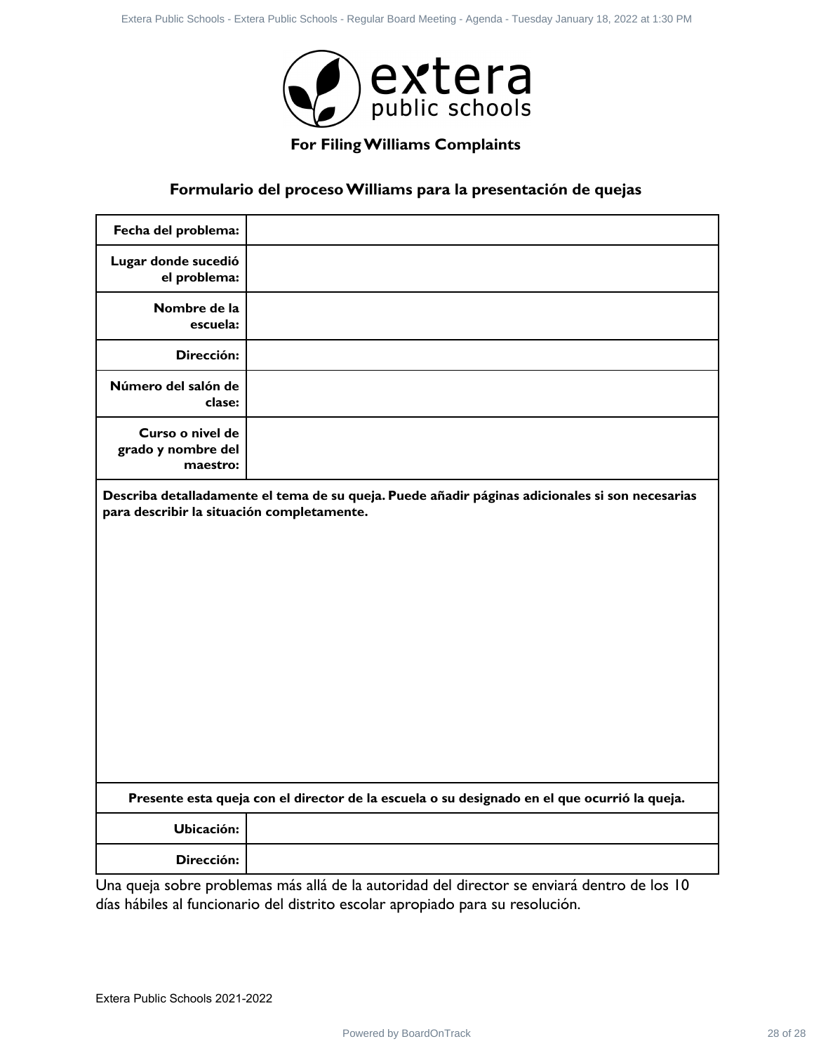**For Filing Williams Complaints**

## Formulario del proceso Williams para la presentación de quejas

| | |
|---|---|
| **Fecha del problema:** | |
| **Lugar donde sucedió el problema:** | |
| **Nombre de la escuela:** | |
| **Dirección:** | |
| **Número del salón de clase:** | |
| **Curso o nivel de grado y nombre del maestro:** | |

**Describa detalladamente el tema de su queja. Puede añadir páginas adicionales si son necesarias para describir la situación completamente.**

**Presente esta queja con el director de la escuela o su designado en el que ocurrió la queja.**

| | |
|---|---|
| **Ubicación:** | |
| **Dirección:** | |

Una queja sobre problemas más allá de la autoridad del director se enviará dentro de los 10 días hábiles al funcionario del distrito escolar apropiado para su resolución.

Extera Public Schools 2021-2022